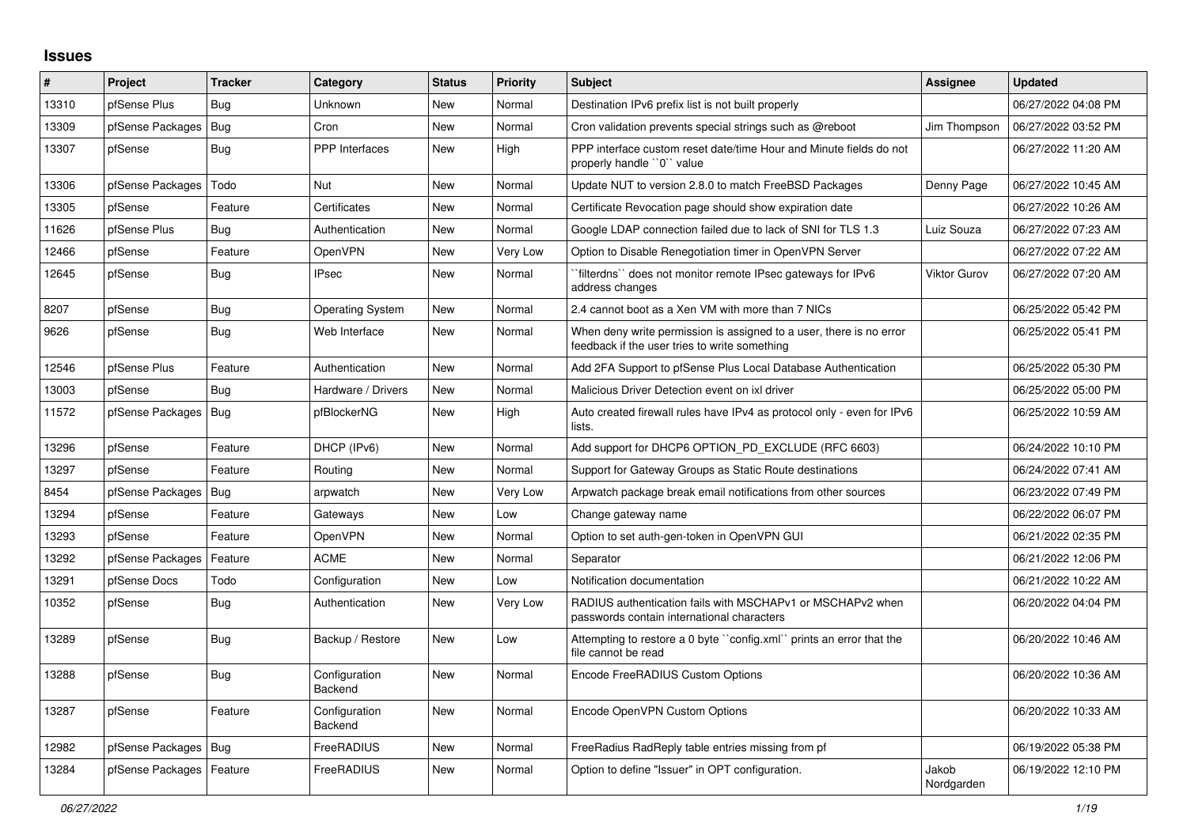## Issues

| # | Project | Tracker | Category | Status | Priority | Subject | Assignee | Updated |
|---|---|---|---|---|---|---|---|---|
| 13310 | pfSense Plus | Bug | Unknown | New | Normal | Destination IPv6 prefix list is not built properly | | 06/27/2022 04:08 PM |
| 13309 | pfSense Packages | Bug | Cron | New | Normal | Cron validation prevents special strings such as @reboot | Jim Thompson | 06/27/2022 03:52 PM |
| 13307 | pfSense | Bug | PPP Interfaces | New | High | PPP interface custom reset date/time Hour and Minute fields do not properly handle ``0`` value | | 06/27/2022 11:20 AM |
| 13306 | pfSense Packages | Todo | Nut | New | Normal | Update NUT to version 2.8.0 to match FreeBSD Packages | Denny Page | 06/27/2022 10:45 AM |
| 13305 | pfSense | Feature | Certificates | New | Normal | Certificate Revocation page should show expiration date | | 06/27/2022 10:26 AM |
| 11626 | pfSense Plus | Bug | Authentication | New | Normal | Google LDAP connection failed due to lack of SNI for TLS 1.3 | Luiz Souza | 06/27/2022 07:23 AM |
| 12466 | pfSense | Feature | OpenVPN | New | Very Low | Option to Disable Renegotiation timer in OpenVPN Server | | 06/27/2022 07:22 AM |
| 12645 | pfSense | Bug | IPsec | New | Normal | ``filterdns`` does not monitor remote IPsec gateways for IPv6 address changes | Viktor Gurov | 06/27/2022 07:20 AM |
| 8207 | pfSense | Bug | Operating System | New | Normal | 2.4 cannot boot as a Xen VM with more than 7 NICs | | 06/25/2022 05:42 PM |
| 9626 | pfSense | Bug | Web Interface | New | Normal | When deny write permission is assigned to a user, there is no error feedback if the user tries to write something | | 06/25/2022 05:41 PM |
| 12546 | pfSense Plus | Feature | Authentication | New | Normal | Add 2FA Support to pfSense Plus Local Database Authentication | | 06/25/2022 05:30 PM |
| 13003 | pfSense | Bug | Hardware / Drivers | New | Normal | Malicious Driver Detection event on ixl driver | | 06/25/2022 05:00 PM |
| 11572 | pfSense Packages | Bug | pfBlockerNG | New | High | Auto created firewall rules have IPv4 as protocol only - even for IPv6 lists. | | 06/25/2022 10:59 AM |
| 13296 | pfSense | Feature | DHCP (IPv6) | New | Normal | Add support for DHCP6 OPTION_PD_EXCLUDE (RFC 6603) | | 06/24/2022 10:10 PM |
| 13297 | pfSense | Feature | Routing | New | Normal | Support for Gateway Groups as Static Route destinations | | 06/24/2022 07:41 AM |
| 8454 | pfSense Packages | Bug | arpwatch | New | Very Low | Arpwatch package break email notifications from other sources | | 06/23/2022 07:49 PM |
| 13294 | pfSense | Feature | Gateways | New | Low | Change gateway name | | 06/22/2022 06:07 PM |
| 13293 | pfSense | Feature | OpenVPN | New | Normal | Option to set auth-gen-token in OpenVPN GUI | | 06/21/2022 02:35 PM |
| 13292 | pfSense Packages | Feature | ACME | New | Normal | Separator | | 06/21/2022 12:06 PM |
| 13291 | pfSense Docs | Todo | Configuration | New | Low | Notification documentation | | 06/21/2022 10:22 AM |
| 10352 | pfSense | Bug | Authentication | New | Very Low | RADIUS authentication fails with MSCHAPv1 or MSCHAPv2 when passwords contain international characters | | 06/20/2022 04:04 PM |
| 13289 | pfSense | Bug | Backup / Restore | New | Low | Attempting to restore a 0 byte ``config.xml`` prints an error that the file cannot be read | | 06/20/2022 10:46 AM |
| 13288 | pfSense | Bug | Configuration Backend | New | Normal | Encode FreeRADIUS Custom Options | | 06/20/2022 10:36 AM |
| 13287 | pfSense | Feature | Configuration Backend | New | Normal | Encode OpenVPN Custom Options | | 06/20/2022 10:33 AM |
| 12982 | pfSense Packages | Bug | FreeRADIUS | New | Normal | FreeRadius RadReply table entries missing from pf | | 06/19/2022 05:38 PM |
| 13284 | pfSense Packages | Feature | FreeRADIUS | New | Normal | Option to define "Issuer" in OPT configuration. | Jakob Nordgarden | 06/19/2022 12:10 PM |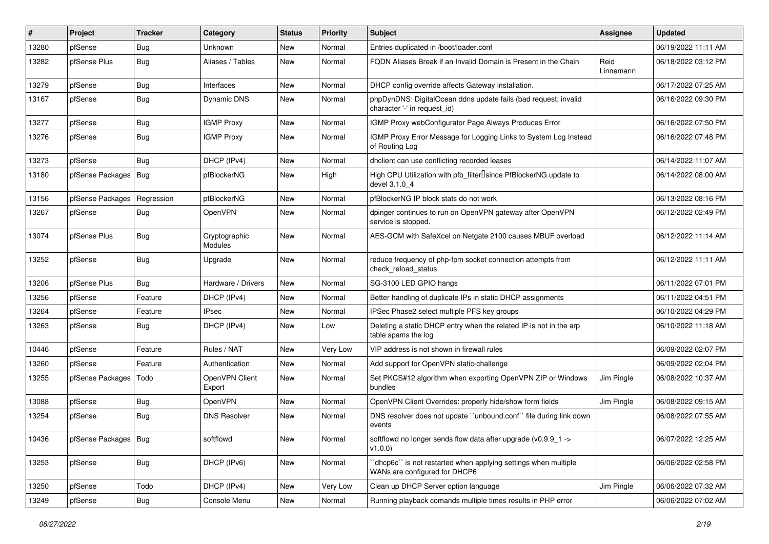| # | Project | Tracker | Category | Status | Priority | Subject | Assignee | Updated |
|---|---|---|---|---|---|---|---|---|
| 13280 | pfSense | Bug | Unknown | New | Normal | Entries duplicated in /boot/loader.conf | | 06/19/2022 11:11 AM |
| 13282 | pfSense Plus | Bug | Aliases / Tables | New | Normal | FQDN Aliases Break if an Invalid Domain is Present in the Chain | Reid Linnemann | 06/18/2022 03:12 PM |
| 13279 | pfSense | Bug | Interfaces | New | Normal | DHCP config override affects Gateway installation. | | 06/17/2022 07:25 AM |
| 13167 | pfSense | Bug | Dynamic DNS | New | Normal | phpDynDNS: DigitalOcean ddns update fails (bad request, invalid character '-' in request_id) | | 06/16/2022 09:30 PM |
| 13277 | pfSense | Bug | IGMP Proxy | New | Normal | IGMP Proxy webConfigurator Page Always Produces Error | | 06/16/2022 07:50 PM |
| 13276 | pfSense | Bug | IGMP Proxy | New | Normal | IGMP Proxy Error Message for Logging Links to System Log Instead of Routing Log | | 06/16/2022 07:48 PM |
| 13273 | pfSense | Bug | DHCP (IPv4) | New | Normal | dhclient can use conflicting recorded leases | | 06/14/2022 11:07 AM |
| 13180 | pfSense Packages | Bug | pfBlockerNG | New | High | High CPU Utilization with pfb_filter since PfBlockerNG update to devel 3.1.0_4 | | 06/14/2022 08:00 AM |
| 13156 | pfSense Packages | Regression | pfBlockerNG | New | Normal | pfBlockerNG IP block stats do not work | | 06/13/2022 08:16 PM |
| 13267 | pfSense | Bug | OpenVPN | New | Normal | dpinger continues to run on OpenVPN gateway after OpenVPN service is stopped. | | 06/12/2022 02:49 PM |
| 13074 | pfSense Plus | Bug | Cryptographic Modules | New | Normal | AES-GCM with SafeXcel on Netgate 2100 causes MBUF overload | | 06/12/2022 11:14 AM |
| 13252 | pfSense | Bug | Upgrade | New | Normal | reduce frequency of php-fpm socket connection attempts from check_reload_status | | 06/12/2022 11:11 AM |
| 13206 | pfSense Plus | Bug | Hardware / Drivers | New | Normal | SG-3100 LED GPIO hangs | | 06/11/2022 07:01 PM |
| 13256 | pfSense | Feature | DHCP (IPv4) | New | Normal | Better handling of duplicate IPs in static DHCP assignments | | 06/11/2022 04:51 PM |
| 13264 | pfSense | Feature | IPsec | New | Normal | IPSec Phase2 select multiple PFS key groups | | 06/10/2022 04:29 PM |
| 13263 | pfSense | Bug | DHCP (IPv4) | New | Low | Deleting a static DHCP entry when the related IP is not in the arp table spams the log | | 06/10/2022 11:18 AM |
| 10446 | pfSense | Feature | Rules / NAT | New | Very Low | VIP address is not shown in firewall rules | | 06/09/2022 02:07 PM |
| 13260 | pfSense | Feature | Authentication | New | Normal | Add support for OpenVPN static-challenge | | 06/09/2022 02:04 PM |
| 13255 | pfSense Packages | Todo | OpenVPN Client Export | New | Normal | Set PKCS#12 algorithm when exporting OpenVPN ZIP or Windows bundles | Jim Pingle | 06/08/2022 10:37 AM |
| 13088 | pfSense | Bug | OpenVPN | New | Normal | OpenVPN Client Overrides: properly hide/show form fields | Jim Pingle | 06/08/2022 09:15 AM |
| 13254 | pfSense | Bug | DNS Resolver | New | Normal | DNS resolver does not update ``unbound.conf`` file during link down events | | 06/08/2022 07:55 AM |
| 10436 | pfSense Packages | Bug | softflowd | New | Normal | softflowd no longer sends flow data after upgrade (v0.9.9_1 -> v1.0.0) | | 06/07/2022 12:25 AM |
| 13253 | pfSense | Bug | DHCP (IPv6) | New | Normal | ``dhcp6c`` is not restarted when applying settings when multiple WANs are configured for DHCP6 | | 06/06/2022 02:58 PM |
| 13250 | pfSense | Todo | DHCP (IPv4) | New | Very Low | Clean up DHCP Server option language | Jim Pingle | 06/06/2022 07:32 AM |
| 13249 | pfSense | Bug | Console Menu | New | Normal | Running playback comands multiple times results in PHP error | | 06/06/2022 07:02 AM |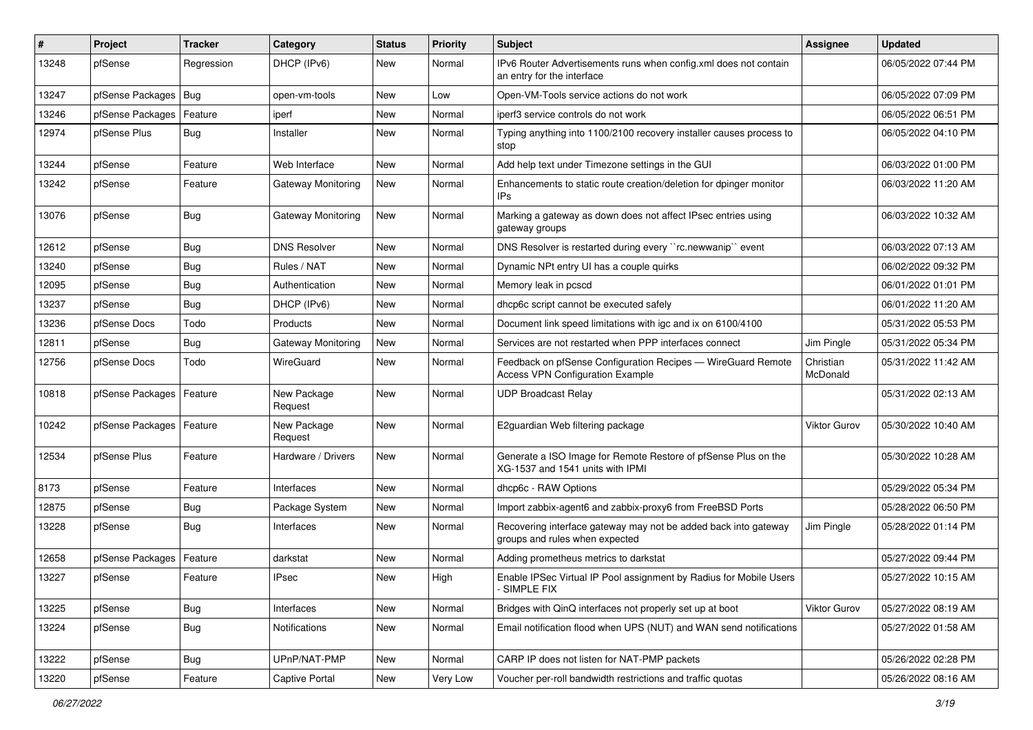| # | Project | Tracker | Category | Status | Priority | Subject | Assignee | Updated |
|---|---|---|---|---|---|---|---|---|
| 13248 | pfSense | Regression | DHCP (IPv6) | New | Normal | IPv6 Router Advertisements runs when config.xml does not contain an entry for the interface | | 06/05/2022 07:44 PM |
| 13247 | pfSense Packages | Bug | open-vm-tools | New | Low | Open-VM-Tools service actions do not work | | 06/05/2022 07:09 PM |
| 13246 | pfSense Packages | Feature | iperf | New | Normal | iperf3 service controls do not work | | 06/05/2022 06:51 PM |
| 12974 | pfSense Plus | Bug | Installer | New | Normal | Typing anything into 1100/2100 recovery installer causes process to stop | | 06/05/2022 04:10 PM |
| 13244 | pfSense | Feature | Web Interface | New | Normal | Add help text under Timezone settings in the GUI | | 06/03/2022 01:00 PM |
| 13242 | pfSense | Feature | Gateway Monitoring | New | Normal | Enhancements to static route creation/deletion for dpinger monitor IPs | | 06/03/2022 11:20 AM |
| 13076 | pfSense | Bug | Gateway Monitoring | New | Normal | Marking a gateway as down does not affect IPsec entries using gateway groups | | 06/03/2022 10:32 AM |
| 12612 | pfSense | Bug | DNS Resolver | New | Normal | DNS Resolver is restarted during every ``rc.newwanip`` event | | 06/03/2022 07:13 AM |
| 13240 | pfSense | Bug | Rules / NAT | New | Normal | Dynamic NPt entry UI has a couple quirks | | 06/02/2022 09:32 PM |
| 12095 | pfSense | Bug | Authentication | New | Normal | Memory leak in pcscd | | 06/01/2022 01:01 PM |
| 13237 | pfSense | Bug | DHCP (IPv6) | New | Normal | dhcp6c script cannot be executed safely | | 06/01/2022 11:20 AM |
| 13236 | pfSense Docs | Todo | Products | New | Normal | Document link speed limitations with igc and ix on 6100/4100 | | 05/31/2022 05:53 PM |
| 12811 | pfSense | Bug | Gateway Monitoring | New | Normal | Services are not restarted when PPP interfaces connect | Jim Pingle | 05/31/2022 05:34 PM |
| 12756 | pfSense Docs | Todo | WireGuard | New | Normal | Feedback on pfSense Configuration Recipes — WireGuard Remote Access VPN Configuration Example | Christian McDonald | 05/31/2022 11:42 AM |
| 10818 | pfSense Packages | Feature | New Package Request | New | Normal | UDP Broadcast Relay | | 05/31/2022 02:13 AM |
| 10242 | pfSense Packages | Feature | New Package Request | New | Normal | E2guardian Web filtering package | Viktor Gurov | 05/30/2022 10:40 AM |
| 12534 | pfSense Plus | Feature | Hardware / Drivers | New | Normal | Generate a ISO Image for Remote Restore of pfSense Plus on the XG-1537 and 1541 units with IPMI | | 05/30/2022 10:28 AM |
| 8173 | pfSense | Feature | Interfaces | New | Normal | dhcp6c - RAW Options | | 05/29/2022 05:34 PM |
| 12875 | pfSense | Bug | Package System | New | Normal | Import zabbix-agent6 and zabbix-proxy6 from FreeBSD Ports | | 05/28/2022 06:50 PM |
| 13228 | pfSense | Bug | Interfaces | New | Normal | Recovering interface gateway may not be added back into gateway groups and rules when expected | Jim Pingle | 05/28/2022 01:14 PM |
| 12658 | pfSense Packages | Feature | darkstat | New | Normal | Adding prometheus metrics to darkstat | | 05/27/2022 09:44 PM |
| 13227 | pfSense | Feature | IPsec | New | High | Enable IPSec Virtual IP Pool assignment by Radius for Mobile Users - SIMPLE FIX | | 05/27/2022 10:15 AM |
| 13225 | pfSense | Bug | Interfaces | New | Normal | Bridges with QinQ interfaces not properly set up at boot | Viktor Gurov | 05/27/2022 08:19 AM |
| 13224 | pfSense | Bug | Notifications | New | Normal | Email notification flood when UPS (NUT) and WAN send notifications | | 05/27/2022 01:58 AM |
| 13222 | pfSense | Bug | UPnP/NAT-PMP | New | Normal | CARP IP does not listen for NAT-PMP packets | | 05/26/2022 02:28 PM |
| 13220 | pfSense | Feature | Captive Portal | New | Very Low | Voucher per-roll bandwidth restrictions and traffic quotas | | 05/26/2022 08:16 AM |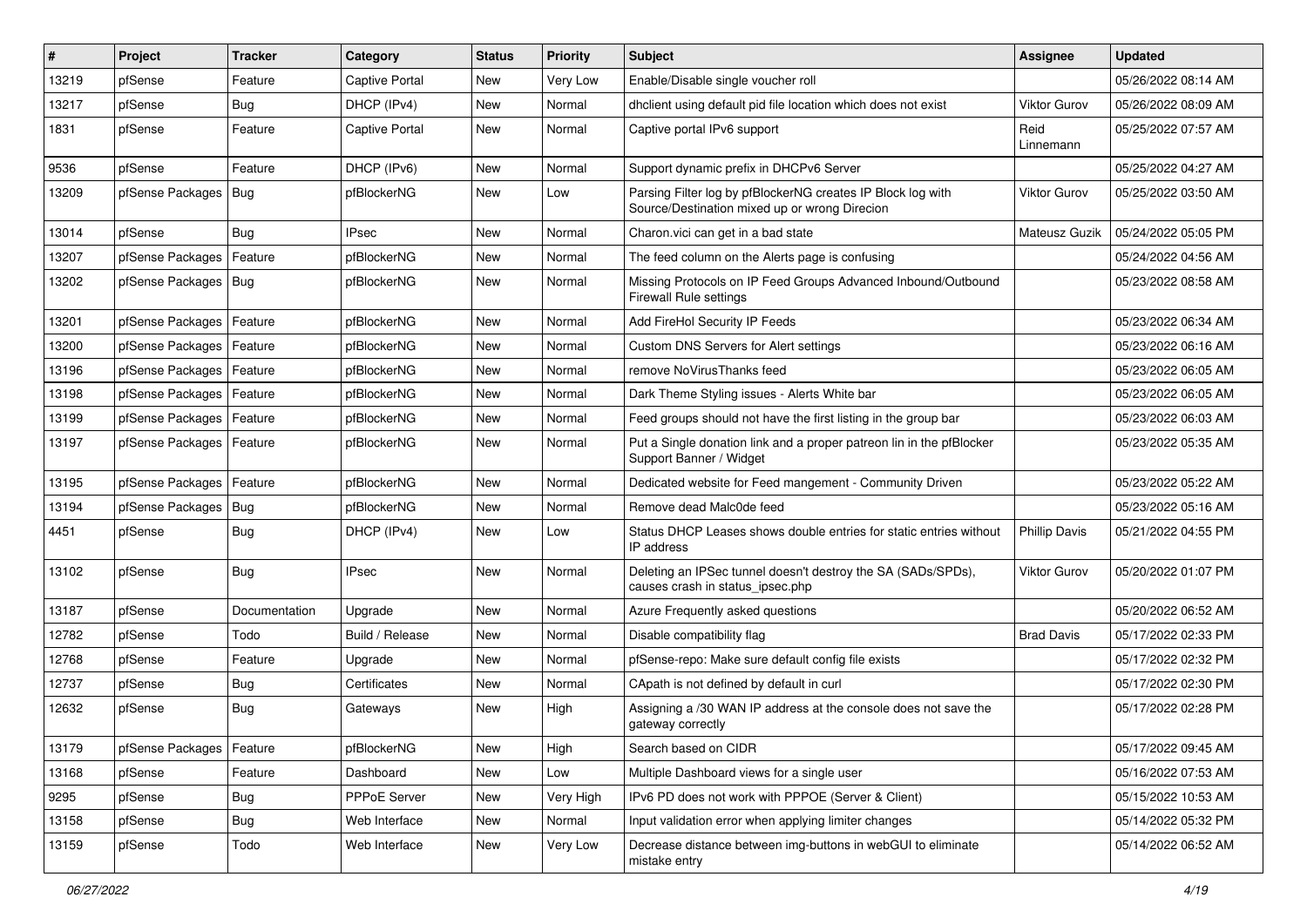| # | Project | Tracker | Category | Status | Priority | Subject | Assignee | Updated |
|---|---|---|---|---|---|---|---|---|
| 13219 | pfSense | Feature | Captive Portal | New | Very Low | Enable/Disable single voucher roll | | 05/26/2022 08:14 AM |
| 13217 | pfSense | Bug | DHCP (IPv4) | New | Normal | dhclient using default pid file location which does not exist | Viktor Gurov | 05/26/2022 08:09 AM |
| 1831 | pfSense | Feature | Captive Portal | New | Normal | Captive portal IPv6 support | Reid Linnemann | 05/25/2022 07:57 AM |
| 9536 | pfSense | Feature | DHCP (IPv6) | New | Normal | Support dynamic prefix in DHCPv6 Server | | 05/25/2022 04:27 AM |
| 13209 | pfSense Packages | Bug | pfBlockerNG | New | Low | Parsing Filter log by pfBlockerNG creates IP Block log with Source/Destination mixed up or wrong Direcion | Viktor Gurov | 05/25/2022 03:50 AM |
| 13014 | pfSense | Bug | IPsec | New | Normal | Charon.vici can get in a bad state | Mateusz Guzik | 05/24/2022 05:05 PM |
| 13207 | pfSense Packages | Feature | pfBlockerNG | New | Normal | The feed column on the Alerts page is confusing | | 05/24/2022 04:56 AM |
| 13202 | pfSense Packages | Bug | pfBlockerNG | New | Normal | Missing Protocols on IP Feed Groups Advanced Inbound/Outbound Firewall Rule settings | | 05/23/2022 08:58 AM |
| 13201 | pfSense Packages | Feature | pfBlockerNG | New | Normal | Add FireHol Security IP Feeds | | 05/23/2022 06:34 AM |
| 13200 | pfSense Packages | Feature | pfBlockerNG | New | Normal | Custom DNS Servers for Alert settings | | 05/23/2022 06:16 AM |
| 13196 | pfSense Packages | Feature | pfBlockerNG | New | Normal | remove NoVirusThanks feed | | 05/23/2022 06:05 AM |
| 13198 | pfSense Packages | Feature | pfBlockerNG | New | Normal | Dark Theme Styling issues - Alerts White bar | | 05/23/2022 06:05 AM |
| 13199 | pfSense Packages | Feature | pfBlockerNG | New | Normal | Feed groups should not have the first listing in the group bar | | 05/23/2022 06:03 AM |
| 13197 | pfSense Packages | Feature | pfBlockerNG | New | Normal | Put a Single donation link and a proper patreon lin in the pfBlocker Support Banner / Widget | | 05/23/2022 05:35 AM |
| 13195 | pfSense Packages | Feature | pfBlockerNG | New | Normal | Dedicated website for Feed mangement - Community Driven | | 05/23/2022 05:22 AM |
| 13194 | pfSense Packages | Bug | pfBlockerNG | New | Normal | Remove dead Malc0de feed | | 05/23/2022 05:16 AM |
| 4451 | pfSense | Bug | DHCP (IPv4) | New | Low | Status DHCP Leases shows double entries for static entries without IP address | Phillip Davis | 05/21/2022 04:55 PM |
| 13102 | pfSense | Bug | IPsec | New | Normal | Deleting an IPSec tunnel doesn't destroy the SA (SADs/SPDs), causes crash in status_ipsec.php | Viktor Gurov | 05/20/2022 01:07 PM |
| 13187 | pfSense | Documentation | Upgrade | New | Normal | Azure Frequently asked questions | | 05/20/2022 06:52 AM |
| 12782 | pfSense | Todo | Build / Release | New | Normal | Disable compatibility flag | Brad Davis | 05/17/2022 02:33 PM |
| 12768 | pfSense | Feature | Upgrade | New | Normal | pfSense-repo: Make sure default config file exists | | 05/17/2022 02:32 PM |
| 12737 | pfSense | Bug | Certificates | New | Normal | CApath is not defined by default in curl | | 05/17/2022 02:30 PM |
| 12632 | pfSense | Bug | Gateways | New | High | Assigning a /30 WAN IP address at the console does not save the gateway correctly | | 05/17/2022 02:28 PM |
| 13179 | pfSense Packages | Feature | pfBlockerNG | New | High | Search based on CIDR | | 05/17/2022 09:45 AM |
| 13168 | pfSense | Feature | Dashboard | New | Low | Multiple Dashboard views for a single user | | 05/16/2022 07:53 AM |
| 9295 | pfSense | Bug | PPPoE Server | New | Very High | IPv6 PD does not work with PPPOE (Server & Client) | | 05/15/2022 10:53 AM |
| 13158 | pfSense | Bug | Web Interface | New | Normal | Input validation error when applying limiter changes | | 05/14/2022 05:32 PM |
| 13159 | pfSense | Todo | Web Interface | New | Very Low | Decrease distance between img-buttons in webGUI to eliminate mistake entry | | 05/14/2022 06:52 AM |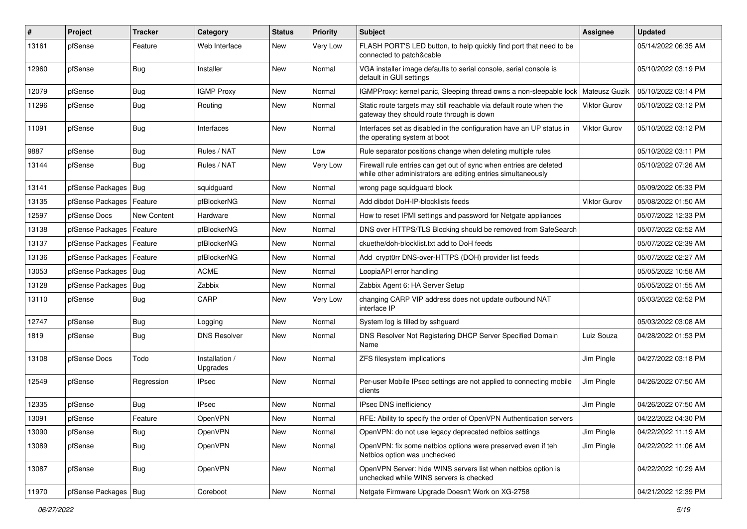| # | Project | Tracker | Category | Status | Priority | Subject | Assignee | Updated |
|---|---|---|---|---|---|---|---|---|
| 13161 | pfSense | Feature | Web Interface | New | Very Low | FLASH PORT'S LED button, to help quickly find port that need to be connected to patch&cable | | 05/14/2022 06:35 AM |
| 12960 | pfSense | Bug | Installer | New | Normal | VGA installer image defaults to serial console, serial console is default in GUI settings | | 05/10/2022 03:19 PM |
| 12079 | pfSense | Bug | IGMP Proxy | New | Normal | IGMPProxy: kernel panic, Sleeping thread owns a non-sleepable lock | Mateusz Guzik | 05/10/2022 03:14 PM |
| 11296 | pfSense | Bug | Routing | New | Normal | Static route targets may still reachable via default route when the gateway they should route through is down | Viktor Gurov | 05/10/2022 03:12 PM |
| 11091 | pfSense | Bug | Interfaces | New | Normal | Interfaces set as disabled in the configuration have an UP status in the operating system at boot | Viktor Gurov | 05/10/2022 03:12 PM |
| 9887 | pfSense | Bug | Rules / NAT | New | Low | Rule separator positions change when deleting multiple rules | | 05/10/2022 03:11 PM |
| 13144 | pfSense | Bug | Rules / NAT | New | Very Low | Firewall rule entries can get out of sync when entries are deleted while other administrators are editing entries simultaneously | | 05/10/2022 07:26 AM |
| 13141 | pfSense Packages | Bug | squidguard | New | Normal | wrong page squidguard block | | 05/09/2022 05:33 PM |
| 13135 | pfSense Packages | Feature | pfBlockerNG | New | Normal | Add dibdot DoH-IP-blocklists feeds | Viktor Gurov | 05/08/2022 01:50 AM |
| 12597 | pfSense Docs | New Content | Hardware | New | Normal | How to reset IPMI settings and password for Netgate appliances | | 05/07/2022 12:33 PM |
| 13138 | pfSense Packages | Feature | pfBlockerNG | New | Normal | DNS over HTTPS/TLS Blocking should be removed from SafeSearch | | 05/07/2022 02:52 AM |
| 13137 | pfSense Packages | Feature | pfBlockerNG | New | Normal | ckuethe/doh-blocklist.txt add to DoH feeds | | 05/07/2022 02:39 AM |
| 13136 | pfSense Packages | Feature | pfBlockerNG | New | Normal | Add crypt0rr DNS-over-HTTPS (DOH) provider list feeds | | 05/07/2022 02:27 AM |
| 13053 | pfSense Packages | Bug | ACME | New | Normal | LoopiaAPI error handling | | 05/05/2022 10:58 AM |
| 13128 | pfSense Packages | Bug | Zabbix | New | Normal | Zabbix Agent 6: HA Server Setup | | 05/05/2022 01:55 AM |
| 13110 | pfSense | Bug | CARP | New | Very Low | changing CARP VIP address does not update outbound NAT interface IP | | 05/03/2022 02:52 PM |
| 12747 | pfSense | Bug | Logging | New | Normal | System log is filled by sshguard | | 05/03/2022 03:08 AM |
| 1819 | pfSense | Bug | DNS Resolver | New | Normal | DNS Resolver Not Registering DHCP Server Specified Domain Name | Luiz Souza | 04/28/2022 01:53 PM |
| 13108 | pfSense Docs | Todo | Installation / Upgrades | New | Normal | ZFS filesystem implications | Jim Pingle | 04/27/2022 03:18 PM |
| 12549 | pfSense | Regression | IPsec | New | Normal | Per-user Mobile IPsec settings are not applied to connecting mobile clients | Jim Pingle | 04/26/2022 07:50 AM |
| 12335 | pfSense | Bug | IPsec | New | Normal | IPsec DNS inefficiency | Jim Pingle | 04/26/2022 07:50 AM |
| 13091 | pfSense | Feature | OpenVPN | New | Normal | RFE: Ability to specify the order of OpenVPN Authentication servers | | 04/22/2022 04:30 PM |
| 13090 | pfSense | Bug | OpenVPN | New | Normal | OpenVPN: do not use legacy deprecated netbios settings | Jim Pingle | 04/22/2022 11:19 AM |
| 13089 | pfSense | Bug | OpenVPN | New | Normal | OpenVPN: fix some netbios options were preserved even if teh Netbios option was unchecked | Jim Pingle | 04/22/2022 11:06 AM |
| 13087 | pfSense | Bug | OpenVPN | New | Normal | OpenVPN Server: hide WINS servers list when netbios option is unchecked while WINS servers is checked | | 04/22/2022 10:29 AM |
| 11970 | pfSense Packages | Bug | Coreboot | New | Normal | Netgate Firmware Upgrade Doesn't Work on XG-2758 | | 04/21/2022 12:39 PM |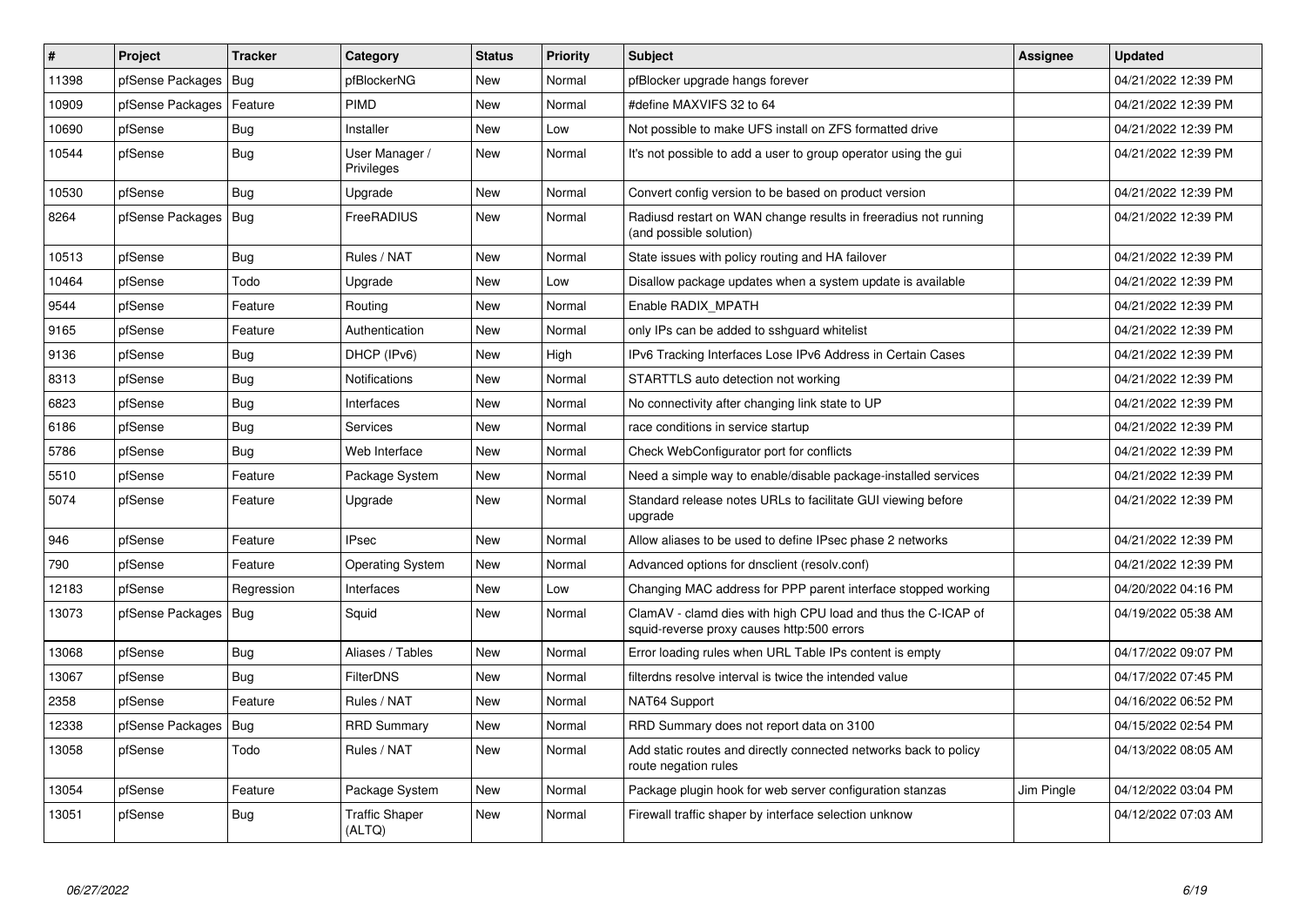| # | Project | Tracker | Category | Status | Priority | Subject | Assignee | Updated |
|---|---|---|---|---|---|---|---|---|
| 11398 | pfSense Packages | Bug | pfBlockerNG | New | Normal | pfBlocker upgrade hangs forever | | 04/21/2022 12:39 PM |
| 10909 | pfSense Packages | Feature | PIMD | New | Normal | #define MAXVIFS 32 to 64 | | 04/21/2022 12:39 PM |
| 10690 | pfSense | Bug | Installer | New | Low | Not possible to make UFS install on ZFS formatted drive | | 04/21/2022 12:39 PM |
| 10544 | pfSense | Bug | User Manager / Privileges | New | Normal | It's not possible to add a user to group operator using the gui | | 04/21/2022 12:39 PM |
| 10530 | pfSense | Bug | Upgrade | New | Normal | Convert config version to be based on product version | | 04/21/2022 12:39 PM |
| 8264 | pfSense Packages | Bug | FreeRADIUS | New | Normal | Radiusd restart on WAN change results in freeradius not running (and possible solution) | | 04/21/2022 12:39 PM |
| 10513 | pfSense | Bug | Rules / NAT | New | Normal | State issues with policy routing and HA failover | | 04/21/2022 12:39 PM |
| 10464 | pfSense | Todo | Upgrade | New | Low | Disallow package updates when a system update is available | | 04/21/2022 12:39 PM |
| 9544 | pfSense | Feature | Routing | New | Normal | Enable RADIX_MPATH | | 04/21/2022 12:39 PM |
| 9165 | pfSense | Feature | Authentication | New | Normal | only IPs can be added to sshguard whitelist | | 04/21/2022 12:39 PM |
| 9136 | pfSense | Bug | DHCP (IPv6) | New | High | IPv6 Tracking Interfaces Lose IPv6 Address in Certain Cases | | 04/21/2022 12:39 PM |
| 8313 | pfSense | Bug | Notifications | New | Normal | STARTTLS auto detection not working | | 04/21/2022 12:39 PM |
| 6823 | pfSense | Bug | Interfaces | New | Normal | No connectivity after changing link state to UP | | 04/21/2022 12:39 PM |
| 6186 | pfSense | Bug | Services | New | Normal | race conditions in service startup | | 04/21/2022 12:39 PM |
| 5786 | pfSense | Bug | Web Interface | New | Normal | Check WebConfigurator port for conflicts | | 04/21/2022 12:39 PM |
| 5510 | pfSense | Feature | Package System | New | Normal | Need a simple way to enable/disable package-installed services | | 04/21/2022 12:39 PM |
| 5074 | pfSense | Feature | Upgrade | New | Normal | Standard release notes URLs to facilitate GUI viewing before upgrade | | 04/21/2022 12:39 PM |
| 946 | pfSense | Feature | IPsec | New | Normal | Allow aliases to be used to define IPsec phase 2 networks | | 04/21/2022 12:39 PM |
| 790 | pfSense | Feature | Operating System | New | Normal | Advanced options for dnsclient (resolv.conf) | | 04/21/2022 12:39 PM |
| 12183 | pfSense | Regression | Interfaces | New | Low | Changing MAC address for PPP parent interface stopped working | | 04/20/2022 04:16 PM |
| 13073 | pfSense Packages | Bug | Squid | New | Normal | ClamAV - clamd dies with high CPU load and thus the C-ICAP of squid-reverse proxy causes http:500 errors | | 04/19/2022 05:38 AM |
| 13068 | pfSense | Bug | Aliases / Tables | New | Normal | Error loading rules when URL Table IPs content is empty | | 04/17/2022 09:07 PM |
| 13067 | pfSense | Bug | FilterDNS | New | Normal | filterdns resolve interval is twice the intended value | | 04/17/2022 07:45 PM |
| 2358 | pfSense | Feature | Rules / NAT | New | Normal | NAT64 Support | | 04/16/2022 06:52 PM |
| 12338 | pfSense Packages | Bug | RRD Summary | New | Normal | RRD Summary does not report data on 3100 | | 04/15/2022 02:54 PM |
| 13058 | pfSense | Todo | Rules / NAT | New | Normal | Add static routes and directly connected networks back to policy route negation rules | | 04/13/2022 08:05 AM |
| 13054 | pfSense | Feature | Package System | New | Normal | Package plugin hook for web server configuration stanzas | Jim Pingle | 04/12/2022 03:04 PM |
| 13051 | pfSense | Bug | Traffic Shaper (ALTQ) | New | Normal | Firewall traffic shaper by interface selection unknow | | 04/12/2022 07:03 AM |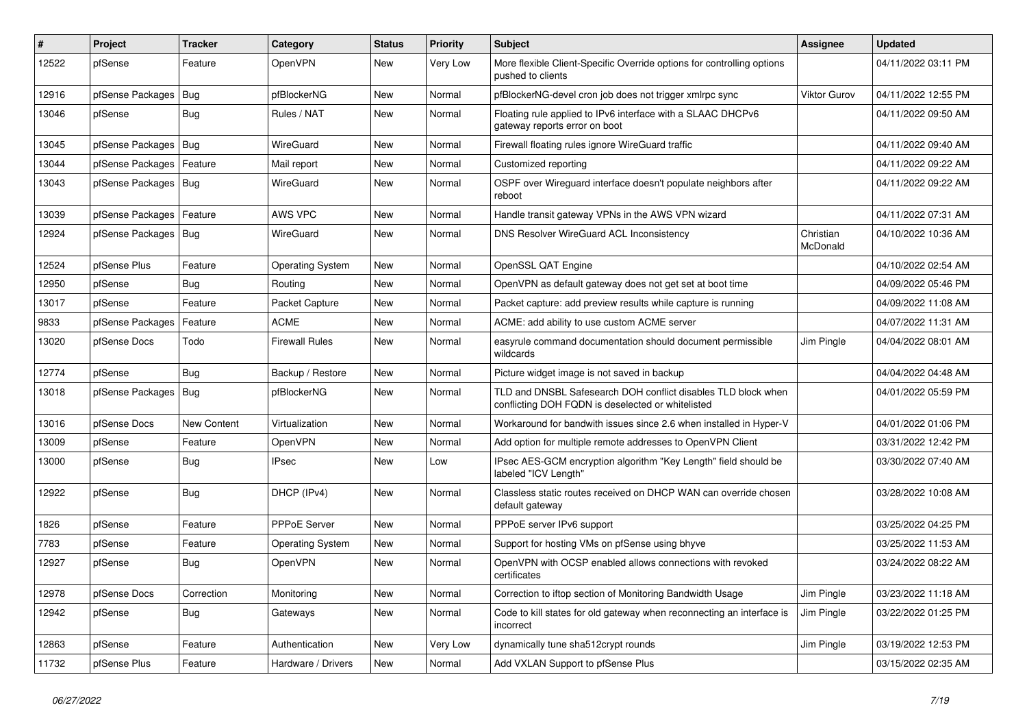| # | Project | Tracker | Category | Status | Priority | Subject | Assignee | Updated |
|---|---|---|---|---|---|---|---|---|
| 12522 | pfSense | Feature | OpenVPN | New | Very Low | More flexible Client-Specific Override options for controlling options pushed to clients | | 04/11/2022 03:11 PM |
| 12916 | pfSense Packages | Bug | pfBlockerNG | New | Normal | pfBlockerNG-devel cron job does not trigger xmlrpc sync | Viktor Gurov | 04/11/2022 12:55 PM |
| 13046 | pfSense | Bug | Rules / NAT | New | Normal | Floating rule applied to IPv6 interface with a SLAAC DHCPv6 gateway reports error on boot | | 04/11/2022 09:50 AM |
| 13045 | pfSense Packages | Bug | WireGuard | New | Normal | Firewall floating rules ignore WireGuard traffic | | 04/11/2022 09:40 AM |
| 13044 | pfSense Packages | Feature | Mail report | New | Normal | Customized reporting | | 04/11/2022 09:22 AM |
| 13043 | pfSense Packages | Bug | WireGuard | New | Normal | OSPF over Wireguard interface doesn't populate neighbors after reboot | | 04/11/2022 09:22 AM |
| 13039 | pfSense Packages | Feature | AWS VPC | New | Normal | Handle transit gateway VPNs in the AWS VPN wizard | | 04/11/2022 07:31 AM |
| 12924 | pfSense Packages | Bug | WireGuard | New | Normal | DNS Resolver WireGuard ACL Inconsistency | Christian McDonald | 04/10/2022 10:36 AM |
| 12524 | pfSense Plus | Feature | Operating System | New | Normal | OpenSSL QAT Engine | | 04/10/2022 02:54 AM |
| 12950 | pfSense | Bug | Routing | New | Normal | OpenVPN as default gateway does not get set at boot time | | 04/09/2022 05:46 PM |
| 13017 | pfSense | Feature | Packet Capture | New | Normal | Packet capture: add preview results while capture is running | | 04/09/2022 11:08 AM |
| 9833 | pfSense Packages | Feature | ACME | New | Normal | ACME: add ability to use custom ACME server | | 04/07/2022 11:31 AM |
| 13020 | pfSense Docs | Todo | Firewall Rules | New | Normal | easyrule command documentation should document permissible wildcards | Jim Pingle | 04/04/2022 08:01 AM |
| 12774 | pfSense | Bug | Backup / Restore | New | Normal | Picture widget image is not saved in backup | | 04/04/2022 04:48 AM |
| 13018 | pfSense Packages | Bug | pfBlockerNG | New | Normal | TLD and DNSBL Safesearch DOH conflict disables TLD block when conflicting DOH FQDN is deselected or whitelisted | | 04/01/2022 05:59 PM |
| 13016 | pfSense Docs | New Content | Virtualization | New | Normal | Workaround for bandwith issues since 2.6 when installed in Hyper-V | | 04/01/2022 01:06 PM |
| 13009 | pfSense | Feature | OpenVPN | New | Normal | Add option for multiple remote addresses to OpenVPN Client | | 03/31/2022 12:42 PM |
| 13000 | pfSense | Bug | IPsec | New | Low | IPsec AES-GCM encryption algorithm "Key Length" field should be labeled "ICV Length" | | 03/30/2022 07:40 AM |
| 12922 | pfSense | Bug | DHCP (IPv4) | New | Normal | Classless static routes received on DHCP WAN can override chosen default gateway | | 03/28/2022 10:08 AM |
| 1826 | pfSense | Feature | PPPoE Server | New | Normal | PPPoE server IPv6 support | | 03/25/2022 04:25 PM |
| 7783 | pfSense | Feature | Operating System | New | Normal | Support for hosting VMs on pfSense using bhyve | | 03/25/2022 11:53 AM |
| 12927 | pfSense | Bug | OpenVPN | New | Normal | OpenVPN with OCSP enabled allows connections with revoked certificates | | 03/24/2022 08:22 AM |
| 12978 | pfSense Docs | Correction | Monitoring | New | Normal | Correction to iftop section of Monitoring Bandwidth Usage | Jim Pingle | 03/23/2022 11:18 AM |
| 12942 | pfSense | Bug | Gateways | New | Normal | Code to kill states for old gateway when reconnecting an interface is incorrect | Jim Pingle | 03/22/2022 01:25 PM |
| 12863 | pfSense | Feature | Authentication | New | Very Low | dynamically tune sha512crypt rounds | Jim Pingle | 03/19/2022 12:53 PM |
| 11732 | pfSense Plus | Feature | Hardware / Drivers | New | Normal | Add VXLAN Support to pfSense Plus | | 03/15/2022 02:35 AM |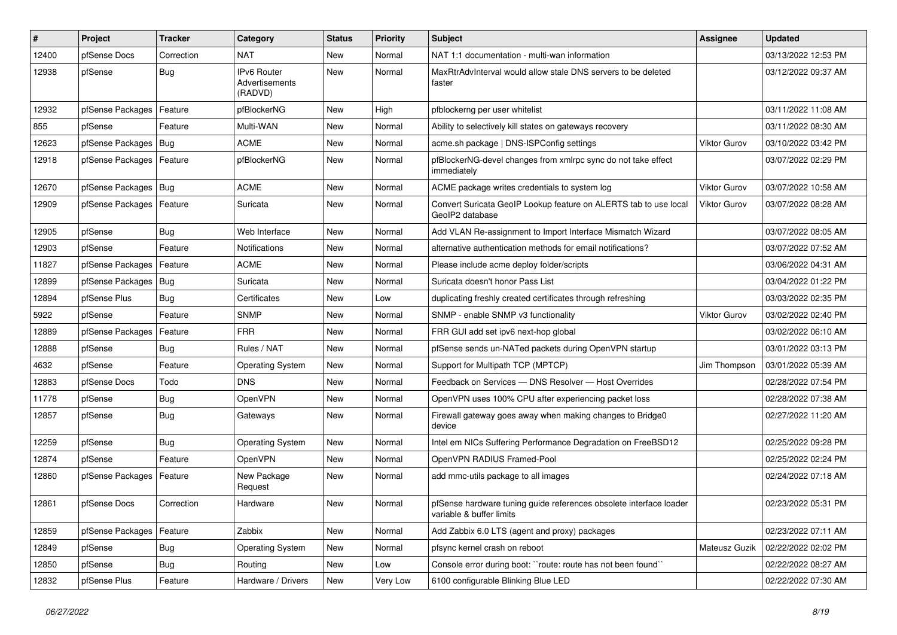| # | Project | Tracker | Category | Status | Priority | Subject | Assignee | Updated |
|---|---|---|---|---|---|---|---|---|
| 12400 | pfSense Docs | Correction | NAT | New | Normal | NAT 1:1 documentation - multi-wan information | | 03/13/2022 12:53 PM |
| 12938 | pfSense | Bug | IPv6 Router Advertisements (RADVD) | New | Normal | MaxRtrAdvInterval would allow stale DNS servers to be deleted faster | | 03/12/2022 09:37 AM |
| 12932 | pfSense Packages | Feature | pfBlockerNG | New | High | pfblockerng per user whitelist | | 03/11/2022 11:08 AM |
| 855 | pfSense | Feature | Multi-WAN | New | Normal | Ability to selectively kill states on gateways recovery | | 03/11/2022 08:30 AM |
| 12623 | pfSense Packages | Bug | ACME | New | Normal | acme.sh package \| DNS-ISPConfig settings | Viktor Gurov | 03/10/2022 03:42 PM |
| 12918 | pfSense Packages | Feature | pfBlockerNG | New | Normal | pfBlockerNG-devel changes from xmlrpc sync do not take effect immediately | | 03/07/2022 02:29 PM |
| 12670 | pfSense Packages | Bug | ACME | New | Normal | ACME package writes credentials to system log | Viktor Gurov | 03/07/2022 10:58 AM |
| 12909 | pfSense Packages | Feature | Suricata | New | Normal | Convert Suricata GeoIP Lookup feature on ALERTS tab to use local GeoIP2 database | Viktor Gurov | 03/07/2022 08:28 AM |
| 12905 | pfSense | Bug | Web Interface | New | Normal | Add VLAN Re-assignment to Import Interface Mismatch Wizard | | 03/07/2022 08:05 AM |
| 12903 | pfSense | Feature | Notifications | New | Normal | alternative authentication methods for email notifications? | | 03/07/2022 07:52 AM |
| 11827 | pfSense Packages | Feature | ACME | New | Normal | Please include acme deploy folder/scripts | | 03/06/2022 04:31 AM |
| 12899 | pfSense Packages | Bug | Suricata | New | Normal | Suricata doesn't honor Pass List | | 03/04/2022 01:22 PM |
| 12894 | pfSense Plus | Bug | Certificates | New | Low | duplicating freshly created certificates through refreshing | | 03/03/2022 02:35 PM |
| 5922 | pfSense | Feature | SNMP | New | Normal | SNMP - enable SNMP v3 functionality | Viktor Gurov | 03/02/2022 02:40 PM |
| 12889 | pfSense Packages | Feature | FRR | New | Normal | FRR GUI add set ipv6 next-hop global | | 03/02/2022 06:10 AM |
| 12888 | pfSense | Bug | Rules / NAT | New | Normal | pfSense sends un-NATed packets during OpenVPN startup | | 03/01/2022 03:13 PM |
| 4632 | pfSense | Feature | Operating System | New | Normal | Support for Multipath TCP (MPTCP) | Jim Thompson | 03/01/2022 05:39 AM |
| 12883 | pfSense Docs | Todo | DNS | New | Normal | Feedback on Services — DNS Resolver — Host Overrides | | 02/28/2022 07:54 PM |
| 11778 | pfSense | Bug | OpenVPN | New | Normal | OpenVPN uses 100% CPU after experiencing packet loss | | 02/28/2022 07:38 AM |
| 12857 | pfSense | Bug | Gateways | New | Normal | Firewall gateway goes away when making changes to Bridge0 device | | 02/27/2022 11:20 AM |
| 12259 | pfSense | Bug | Operating System | New | Normal | Intel em NICs Suffering Performance Degradation on FreeBSD12 | | 02/25/2022 09:28 PM |
| 12874 | pfSense | Feature | OpenVPN | New | Normal | OpenVPN RADIUS Framed-Pool | | 02/25/2022 02:24 PM |
| 12860 | pfSense Packages | Feature | New Package Request | New | Normal | add mmc-utils package to all images | | 02/24/2022 07:18 AM |
| 12861 | pfSense Docs | Correction | Hardware | New | Normal | pfSense hardware tuning guide references obsolete interface loader variable & buffer limits | | 02/23/2022 05:31 PM |
| 12859 | pfSense Packages | Feature | Zabbix | New | Normal | Add Zabbix 6.0 LTS (agent and proxy) packages | | 02/23/2022 07:11 AM |
| 12849 | pfSense | Bug | Operating System | New | Normal | pfsync kernel crash on reboot | Mateusz Guzik | 02/22/2022 02:02 PM |
| 12850 | pfSense | Bug | Routing | New | Low | Console error during boot: ``route: route has not been found`` | | 02/22/2022 08:27 AM |
| 12832 | pfSense Plus | Feature | Hardware / Drivers | New | Very Low | 6100 configurable Blinking Blue LED | | 02/22/2022 07:30 AM |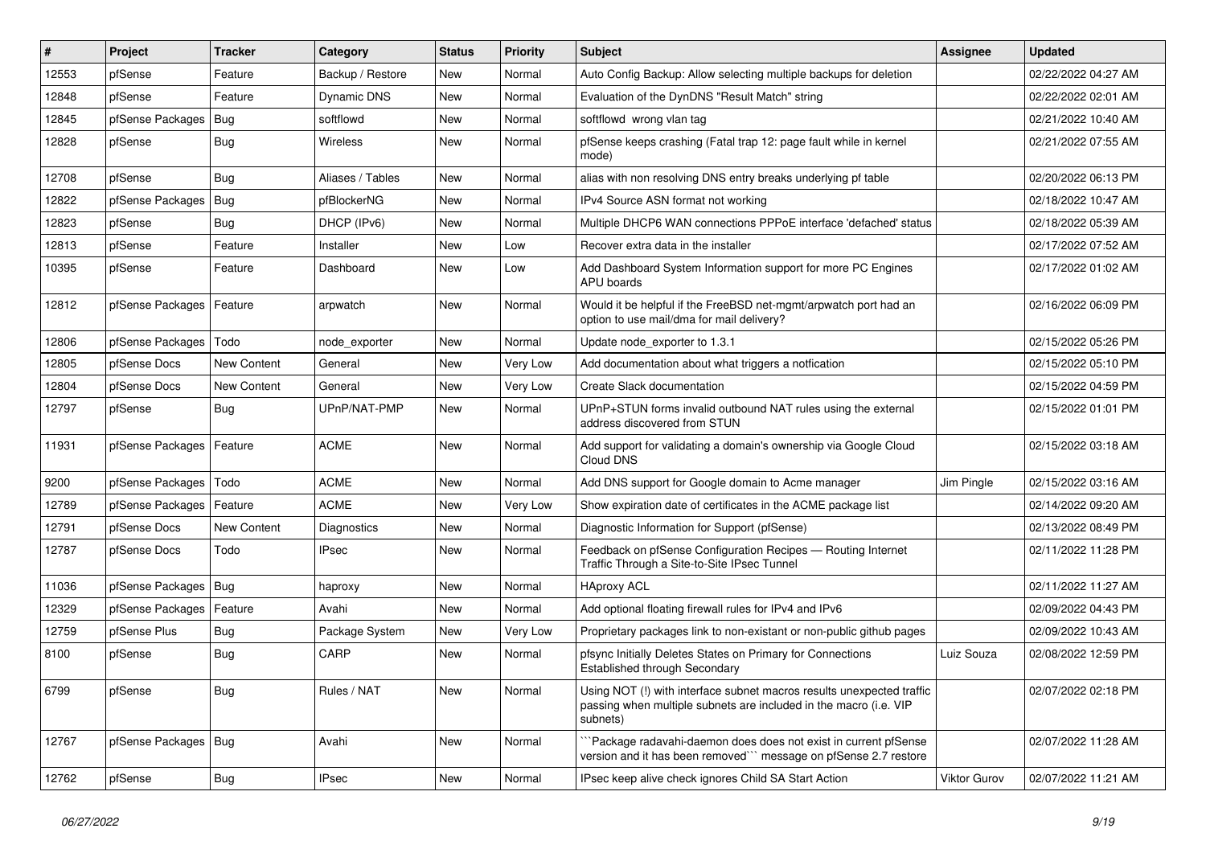| # | Project | Tracker | Category | Status | Priority | Subject | Assignee | Updated |
|---|---|---|---|---|---|---|---|---|
| 12553 | pfSense | Feature | Backup / Restore | New | Normal | Auto Config Backup: Allow selecting multiple backups for deletion | | 02/22/2022 04:27 AM |
| 12848 | pfSense | Feature | Dynamic DNS | New | Normal | Evaluation of the DynDNS "Result Match" string | | 02/22/2022 02:01 AM |
| 12845 | pfSense Packages | Bug | softflowd | New | Normal | softflowd wrong vlan tag | | 02/21/2022 10:40 AM |
| 12828 | pfSense | Bug | Wireless | New | Normal | pfSense keeps crashing (Fatal trap 12: page fault while in kernel mode) | | 02/21/2022 07:55 AM |
| 12708 | pfSense | Bug | Aliases / Tables | New | Normal | alias with non resolving DNS entry breaks underlying pf table | | 02/20/2022 06:13 PM |
| 12822 | pfSense Packages | Bug | pfBlockerNG | New | Normal | IPv4 Source ASN format not working | | 02/18/2022 10:47 AM |
| 12823 | pfSense | Bug | DHCP (IPv6) | New | Normal | Multiple DHCP6 WAN connections PPPoE interface 'defached' status | | 02/18/2022 05:39 AM |
| 12813 | pfSense | Feature | Installer | New | Low | Recover extra data in the installer | | 02/17/2022 07:52 AM |
| 10395 | pfSense | Feature | Dashboard | New | Low | Add Dashboard System Information support for more PC Engines APU boards | | 02/17/2022 01:02 AM |
| 12812 | pfSense Packages | Feature | arpwatch | New | Normal | Would it be helpful if the FreeBSD net-mgmt/arpwatch port had an option to use mail/dma for mail delivery? | | 02/16/2022 06:09 PM |
| 12806 | pfSense Packages | Todo | node_exporter | New | Normal | Update node_exporter to 1.3.1 | | 02/15/2022 05:26 PM |
| 12805 | pfSense Docs | New Content | General | New | Very Low | Add documentation about what triggers a notfication | | 02/15/2022 05:10 PM |
| 12804 | pfSense Docs | New Content | General | New | Very Low | Create Slack documentation | | 02/15/2022 04:59 PM |
| 12797 | pfSense | Bug | UPnP/NAT-PMP | New | Normal | UPnP+STUN forms invalid outbound NAT rules using the external address discovered from STUN | | 02/15/2022 01:01 PM |
| 11931 | pfSense Packages | Feature | ACME | New | Normal | Add support for validating a domain's ownership via Google Cloud Cloud DNS | | 02/15/2022 03:18 AM |
| 9200 | pfSense Packages | Todo | ACME | New | Normal | Add DNS support for Google domain to Acme manager | Jim Pingle | 02/15/2022 03:16 AM |
| 12789 | pfSense Packages | Feature | ACME | New | Very Low | Show expiration date of certificates in the ACME package list | | 02/14/2022 09:20 AM |
| 12791 | pfSense Docs | New Content | Diagnostics | New | Normal | Diagnostic Information for Support (pfSense) | | 02/13/2022 08:49 PM |
| 12787 | pfSense Docs | Todo | IPsec | New | Normal | Feedback on pfSense Configuration Recipes — Routing Internet Traffic Through a Site-to-Site IPsec Tunnel | | 02/11/2022 11:28 PM |
| 11036 | pfSense Packages | Bug | haproxy | New | Normal | HAproxy ACL | | 02/11/2022 11:27 AM |
| 12329 | pfSense Packages | Feature | Avahi | New | Normal | Add optional floating firewall rules for IPv4 and IPv6 | | 02/09/2022 04:43 PM |
| 12759 | pfSense Plus | Bug | Package System | New | Very Low | Proprietary packages link to non-existant or non-public github pages | | 02/09/2022 10:43 AM |
| 8100 | pfSense | Bug | CARP | New | Normal | pfsync Initially Deletes States on Primary for Connections Established through Secondary | Luiz Souza | 02/08/2022 12:59 PM |
| 6799 | pfSense | Bug | Rules / NAT | New | Normal | Using NOT (!) with interface subnet macros results unexpected traffic passing when multiple subnets are included in the macro (i.e. VIP subnets) | | 02/07/2022 02:18 PM |
| 12767 | pfSense Packages | Bug | Avahi | New | Normal | ```Package radavahi-daemon does does not exist in current pfSense version and it has been removed``` message on pfSense 2.7 restore | | 02/07/2022 11:28 AM |
| 12762 | pfSense | Bug | IPsec | New | Normal | IPsec keep alive check ignores Child SA Start Action | Viktor Gurov | 02/07/2022 11:21 AM |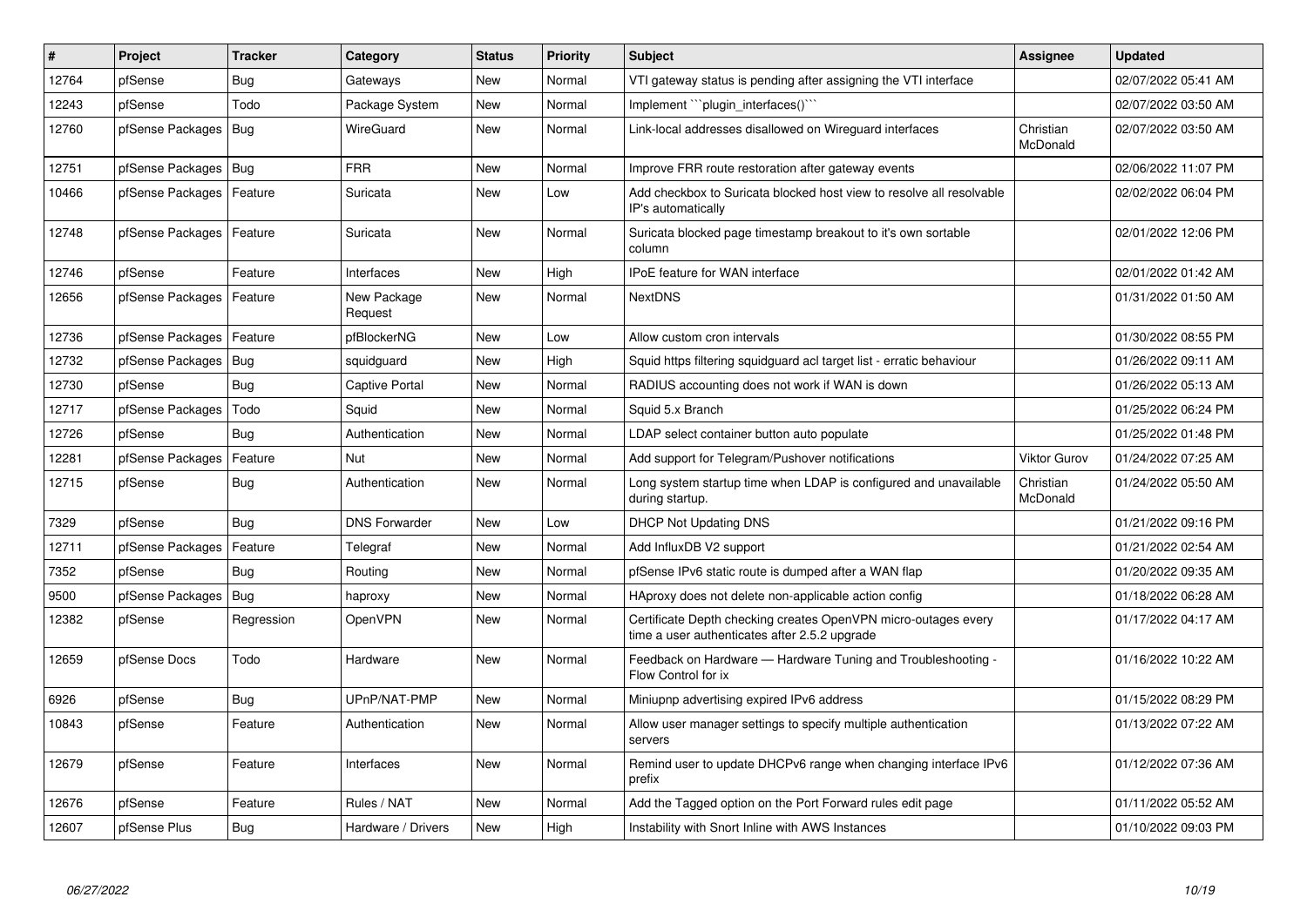| # | Project | Tracker | Category | Status | Priority | Subject | Assignee | Updated |
|---|---|---|---|---|---|---|---|---|
| 12764 | pfSense | Bug | Gateways | New | Normal | VTI gateway status is pending after assigning the VTI interface | | 02/07/2022 05:41 AM |
| 12243 | pfSense | Todo | Package System | New | Normal | Implement ```plugin_interfaces()``` | | 02/07/2022 03:50 AM |
| 12760 | pfSense Packages | Bug | WireGuard | New | Normal | Link-local addresses disallowed on Wireguard interfaces | Christian McDonald | 02/07/2022 03:50 AM |
| 12751 | pfSense Packages | Bug | FRR | New | Normal | Improve FRR route restoration after gateway events | | 02/06/2022 11:07 PM |
| 10466 | pfSense Packages | Feature | Suricata | New | Low | Add checkbox to Suricata blocked host view to resolve all resolvable IP's automatically | | 02/02/2022 06:04 PM |
| 12748 | pfSense Packages | Feature | Suricata | New | Normal | Suricata blocked page timestamp breakout to it's own sortable column | | 02/01/2022 12:06 PM |
| 12746 | pfSense | Feature | Interfaces | New | High | IPoE feature for WAN interface | | 02/01/2022 01:42 AM |
| 12656 | pfSense Packages | Feature | New Package Request | New | Normal | NextDNS | | 01/31/2022 01:50 AM |
| 12736 | pfSense Packages | Feature | pfBlockerNG | New | Low | Allow custom cron intervals | | 01/30/2022 08:55 PM |
| 12732 | pfSense Packages | Bug | squidguard | New | High | Squid https filtering squidguard acl target list - erratic behaviour | | 01/26/2022 09:11 AM |
| 12730 | pfSense | Bug | Captive Portal | New | Normal | RADIUS accounting does not work if WAN is down | | 01/26/2022 05:13 AM |
| 12717 | pfSense Packages | Todo | Squid | New | Normal | Squid 5.x Branch | | 01/25/2022 06:24 PM |
| 12726 | pfSense | Bug | Authentication | New | Normal | LDAP select container button auto populate | | 01/25/2022 01:48 PM |
| 12281 | pfSense Packages | Feature | Nut | New | Normal | Add support for Telegram/Pushover notifications | Viktor Gurov | 01/24/2022 07:25 AM |
| 12715 | pfSense | Bug | Authentication | New | Normal | Long system startup time when LDAP is configured and unavailable during startup. | Christian McDonald | 01/24/2022 05:50 AM |
| 7329 | pfSense | Bug | DNS Forwarder | New | Low | DHCP Not Updating DNS | | 01/21/2022 09:16 PM |
| 12711 | pfSense Packages | Feature | Telegraf | New | Normal | Add InfluxDB V2 support | | 01/21/2022 02:54 AM |
| 7352 | pfSense | Bug | Routing | New | Normal | pfSense IPv6 static route is dumped after a WAN flap | | 01/20/2022 09:35 AM |
| 9500 | pfSense Packages | Bug | haproxy | New | Normal | HAproxy does not delete non-applicable action config | | 01/18/2022 06:28 AM |
| 12382 | pfSense | Regression | OpenVPN | New | Normal | Certificate Depth checking creates OpenVPN micro-outages every time a user authenticates after 2.5.2 upgrade | | 01/17/2022 04:17 AM |
| 12659 | pfSense Docs | Todo | Hardware | New | Normal | Feedback on Hardware — Hardware Tuning and Troubleshooting - Flow Control for ix | | 01/16/2022 10:22 AM |
| 6926 | pfSense | Bug | UPnP/NAT-PMP | New | Normal | Miniupnp advertising expired IPv6 address | | 01/15/2022 08:29 PM |
| 10843 | pfSense | Feature | Authentication | New | Normal | Allow user manager settings to specify multiple authentication servers | | 01/13/2022 07:22 AM |
| 12679 | pfSense | Feature | Interfaces | New | Normal | Remind user to update DHCPv6 range when changing interface IPv6 prefix | | 01/12/2022 07:36 AM |
| 12676 | pfSense | Feature | Rules / NAT | New | Normal | Add the Tagged option on the Port Forward rules edit page | | 01/11/2022 05:52 AM |
| 12607 | pfSense Plus | Bug | Hardware / Drivers | New | High | Instability with Snort Inline with AWS Instances | | 01/10/2022 09:03 PM |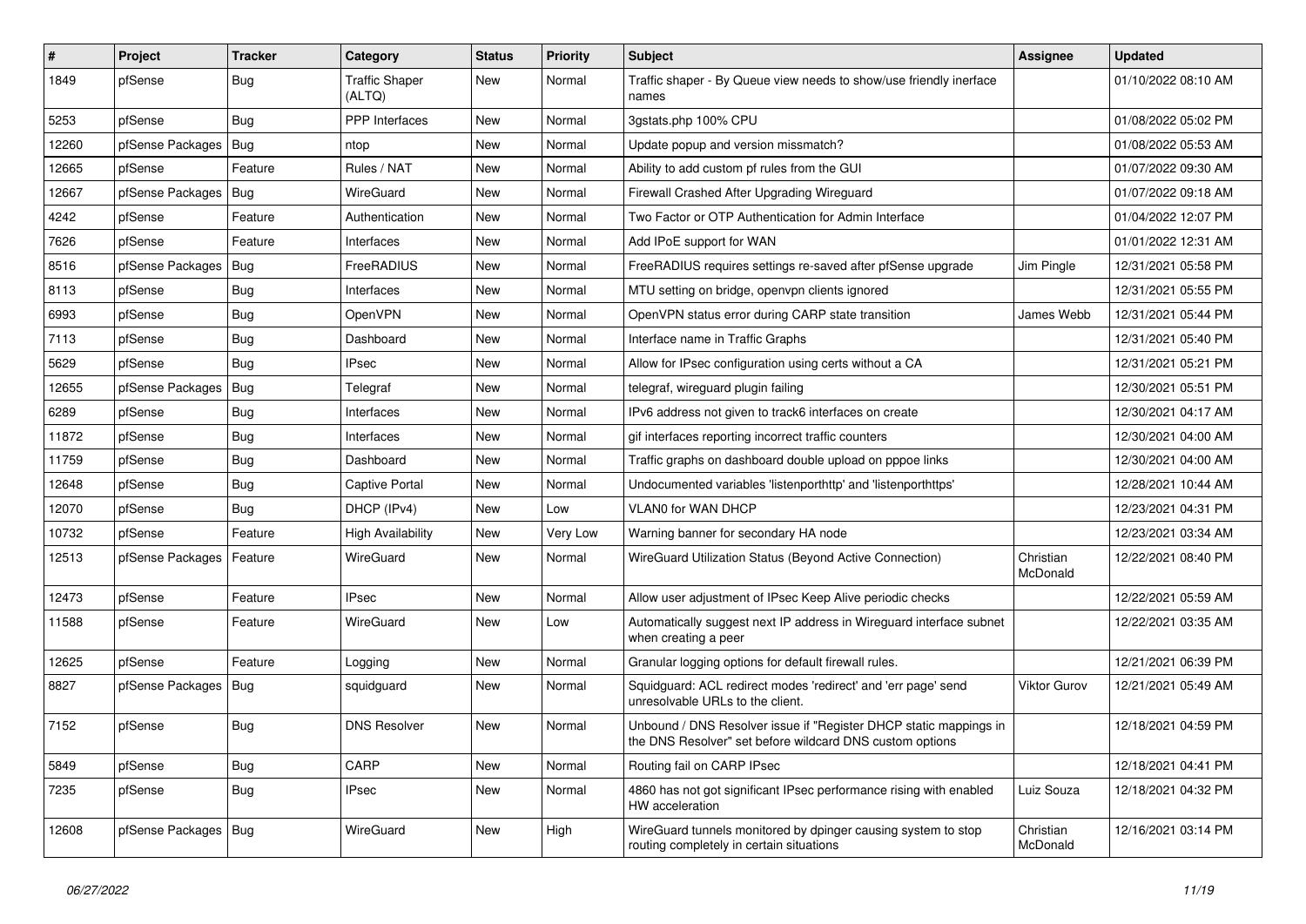| # | Project | Tracker | Category | Status | Priority | Subject | Assignee | Updated |
| --- | --- | --- | --- | --- | --- | --- | --- | --- |
| 1849 | pfSense | Bug | Traffic Shaper (ALTQ) | New | Normal | Traffic shaper - By Queue view needs to show/use friendly inerface names | | 01/10/2022 08:10 AM |
| 5253 | pfSense | Bug | PPP Interfaces | New | Normal | 3gstats.php 100% CPU | | 01/08/2022 05:02 PM |
| 12260 | pfSense Packages | Bug | ntop | New | Normal | Update popup and version missmatch? | | 01/08/2022 05:53 AM |
| 12665 | pfSense | Feature | Rules / NAT | New | Normal | Ability to add custom pf rules from the GUI | | 01/07/2022 09:30 AM |
| 12667 | pfSense Packages | Bug | WireGuard | New | Normal | Firewall Crashed After Upgrading Wireguard | | 01/07/2022 09:18 AM |
| 4242 | pfSense | Feature | Authentication | New | Normal | Two Factor or OTP Authentication for Admin Interface | | 01/04/2022 12:07 PM |
| 7626 | pfSense | Feature | Interfaces | New | Normal | Add IPoE support for WAN | | 01/01/2022 12:31 AM |
| 8516 | pfSense Packages | Bug | FreeRADIUS | New | Normal | FreeRADIUS requires settings re-saved after pfSense upgrade | Jim Pingle | 12/31/2021 05:58 PM |
| 8113 | pfSense | Bug | Interfaces | New | Normal | MTU setting on bridge, openvpn clients ignored | | 12/31/2021 05:55 PM |
| 6993 | pfSense | Bug | OpenVPN | New | Normal | OpenVPN status error during CARP state transition | James Webb | 12/31/2021 05:44 PM |
| 7113 | pfSense | Bug | Dashboard | New | Normal | Interface name in Traffic Graphs | | 12/31/2021 05:40 PM |
| 5629 | pfSense | Bug | IPsec | New | Normal | Allow for IPsec configuration using certs without a CA | | 12/31/2021 05:21 PM |
| 12655 | pfSense Packages | Bug | Telegraf | New | Normal | telegraf, wireguard plugin failing | | 12/30/2021 05:51 PM |
| 6289 | pfSense | Bug | Interfaces | New | Normal | IPv6 address not given to track6 interfaces on create | | 12/30/2021 04:17 AM |
| 11872 | pfSense | Bug | Interfaces | New | Normal | gif interfaces reporting incorrect traffic counters | | 12/30/2021 04:00 AM |
| 11759 | pfSense | Bug | Dashboard | New | Normal | Traffic graphs on dashboard double upload on pppoe links | | 12/30/2021 04:00 AM |
| 12648 | pfSense | Bug | Captive Portal | New | Normal | Undocumented variables 'listenporthttp' and 'listenporthttps' | | 12/28/2021 10:44 AM |
| 12070 | pfSense | Bug | DHCP (IPv4) | New | Low | VLAN0 for WAN DHCP | | 12/23/2021 04:31 PM |
| 10732 | pfSense | Feature | High Availability | New | Very Low | Warning banner for secondary HA node | | 12/23/2021 03:34 AM |
| 12513 | pfSense Packages | Feature | WireGuard | New | Normal | WireGuard Utilization Status (Beyond Active Connection) | Christian McDonald | 12/22/2021 08:40 PM |
| 12473 | pfSense | Feature | IPsec | New | Normal | Allow user adjustment of IPsec Keep Alive periodic checks | | 12/22/2021 05:59 AM |
| 11588 | pfSense | Feature | WireGuard | New | Low | Automatically suggest next IP address in Wireguard interface subnet when creating a peer | | 12/22/2021 03:35 AM |
| 12625 | pfSense | Feature | Logging | New | Normal | Granular logging options for default firewall rules. | | 12/21/2021 06:39 PM |
| 8827 | pfSense Packages | Bug | squidguard | New | Normal | Squidguard: ACL redirect modes 'redirect' and 'err page' send unresolvable URLs to the client. | Viktor Gurov | 12/21/2021 05:49 AM |
| 7152 | pfSense | Bug | DNS Resolver | New | Normal | Unbound / DNS Resolver issue if "Register DHCP static mappings in the DNS Resolver" set before wildcard DNS custom options | | 12/18/2021 04:59 PM |
| 5849 | pfSense | Bug | CARP | New | Normal | Routing fail on CARP IPsec | | 12/18/2021 04:41 PM |
| 7235 | pfSense | Bug | IPsec | New | Normal | 4860 has not got significant IPsec performance rising with enabled HW acceleration | Luiz Souza | 12/18/2021 04:32 PM |
| 12608 | pfSense Packages | Bug | WireGuard | New | High | WireGuard tunnels monitored by dpinger causing system to stop routing completely in certain situations | Christian McDonald | 12/16/2021 03:14 PM |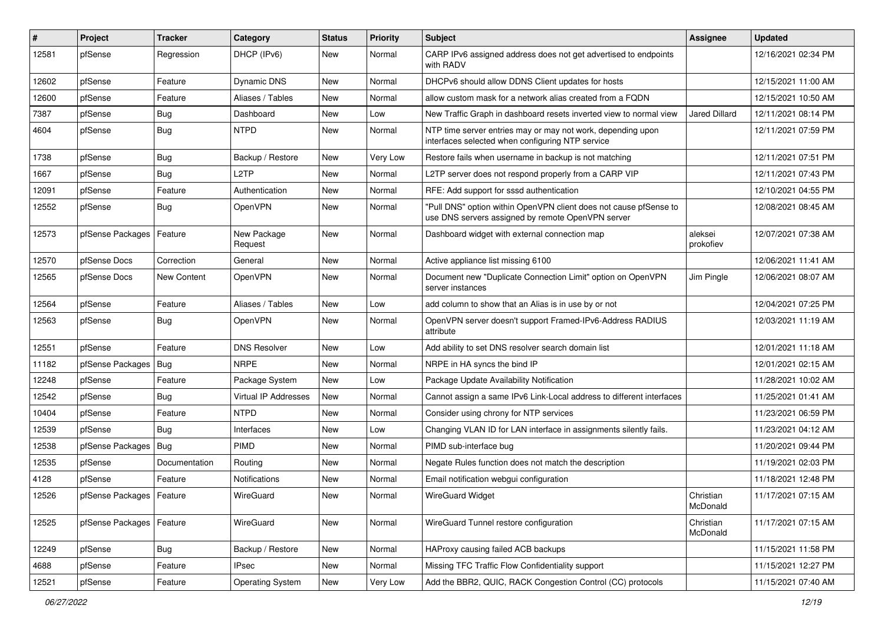| # | Project | Tracker | Category | Status | Priority | Subject | Assignee | Updated |
|---|---|---|---|---|---|---|---|---|
| 12581 | pfSense | Regression | DHCP (IPv6) | New | Normal | CARP IPv6 assigned address does not get advertised to endpoints with RADV | | 12/16/2021 02:34 PM |
| 12602 | pfSense | Feature | Dynamic DNS | New | Normal | DHCPv6 should allow DDNS Client updates for hosts | | 12/15/2021 11:00 AM |
| 12600 | pfSense | Feature | Aliases / Tables | New | Normal | allow custom mask for a network alias created from a FQDN | | 12/15/2021 10:50 AM |
| 7387 | pfSense | Bug | Dashboard | New | Low | New Traffic Graph in dashboard resets inverted view to normal view | Jared Dillard | 12/11/2021 08:14 PM |
| 4604 | pfSense | Bug | NTPD | New | Normal | NTP time server entries may or may not work, depending upon interfaces selected when configuring NTP service | | 12/11/2021 07:59 PM |
| 1738 | pfSense | Bug | Backup / Restore | New | Very Low | Restore fails when username in backup is not matching | | 12/11/2021 07:51 PM |
| 1667 | pfSense | Bug | L2TP | New | Normal | L2TP server does not respond properly from a CARP VIP | | 12/11/2021 07:43 PM |
| 12091 | pfSense | Feature | Authentication | New | Normal | RFE: Add support for sssd authentication | | 12/10/2021 04:55 PM |
| 12552 | pfSense | Bug | OpenVPN | New | Normal | "Pull DNS" option within OpenVPN client does not cause pfSense to use DNS servers assigned by remote OpenVPN server | | 12/08/2021 08:45 AM |
| 12573 | pfSense Packages | Feature | New Package Request | New | Normal | Dashboard widget with external connection map | aleksei prokofiev | 12/07/2021 07:38 AM |
| 12570 | pfSense Docs | Correction | General | New | Normal | Active appliance list missing 6100 | | 12/06/2021 11:41 AM |
| 12565 | pfSense Docs | New Content | OpenVPN | New | Normal | Document new "Duplicate Connection Limit" option on OpenVPN server instances | Jim Pingle | 12/06/2021 08:07 AM |
| 12564 | pfSense | Feature | Aliases / Tables | New | Low | add column to show that an Alias is in use by or not | | 12/04/2021 07:25 PM |
| 12563 | pfSense | Bug | OpenVPN | New | Normal | OpenVPN server doesn't support Framed-IPv6-Address RADIUS attribute | | 12/03/2021 11:19 AM |
| 12551 | pfSense | Feature | DNS Resolver | New | Low | Add ability to set DNS resolver search domain list | | 12/01/2021 11:18 AM |
| 11182 | pfSense Packages | Bug | NRPE | New | Normal | NRPE in HA syncs the bind IP | | 12/01/2021 02:15 AM |
| 12248 | pfSense | Feature | Package System | New | Low | Package Update Availability Notification | | 11/28/2021 10:02 AM |
| 12542 | pfSense | Bug | Virtual IP Addresses | New | Normal | Cannot assign a same IPv6 Link-Local address to different interfaces | | 11/25/2021 01:41 AM |
| 10404 | pfSense | Feature | NTPD | New | Normal | Consider using chrony for NTP services | | 11/23/2021 06:59 PM |
| 12539 | pfSense | Bug | Interfaces | New | Low | Changing VLAN ID for LAN interface in assignments silently fails. | | 11/23/2021 04:12 AM |
| 12538 | pfSense Packages | Bug | PIMD | New | Normal | PIMD sub-interface bug | | 11/20/2021 09:44 PM |
| 12535 | pfSense | Documentation | Routing | New | Normal | Negate Rules function does not match the description | | 11/19/2021 02:03 PM |
| 4128 | pfSense | Feature | Notifications | New | Normal | Email notification webgui configuration | | 11/18/2021 12:48 PM |
| 12526 | pfSense Packages | Feature | WireGuard | New | Normal | WireGuard Widget | Christian McDonald | 11/17/2021 07:15 AM |
| 12525 | pfSense Packages | Feature | WireGuard | New | Normal | WireGuard Tunnel restore configuration | Christian McDonald | 11/17/2021 07:15 AM |
| 12249 | pfSense | Bug | Backup / Restore | New | Normal | HAProxy causing failed ACB backups | | 11/15/2021 11:58 PM |
| 4688 | pfSense | Feature | IPsec | New | Normal | Missing TFC Traffic Flow Confidentiality support | | 11/15/2021 12:27 PM |
| 12521 | pfSense | Feature | Operating System | New | Very Low | Add the BBR2, QUIC, RACK Congestion Control (CC) protocols | | 11/15/2021 07:40 AM |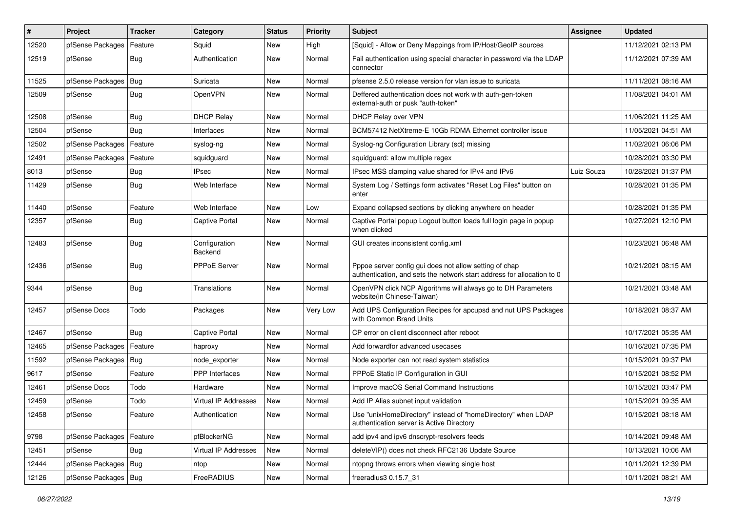| # | Project | Tracker | Category | Status | Priority | Subject | Assignee | Updated |
|---|---|---|---|---|---|---|---|---|
| 12520 | pfSense Packages | Feature | Squid | New | High | [Squid] - Allow or Deny Mappings from IP/Host/GeoIP sources | | 11/12/2021 02:13 PM |
| 12519 | pfSense | Bug | Authentication | New | Normal | Fail authentication using special character in password via the LDAP connector | | 11/12/2021 07:39 AM |
| 11525 | pfSense Packages | Bug | Suricata | New | Normal | pfsense 2.5.0 release version for vlan issue to suricata | | 11/11/2021 08:16 AM |
| 12509 | pfSense | Bug | OpenVPN | New | Normal | Deffered authentication does not work with auth-gen-token external-auth or pusk "auth-token" | | 11/08/2021 04:01 AM |
| 12508 | pfSense | Bug | DHCP Relay | New | Normal | DHCP Relay over VPN | | 11/06/2021 11:25 AM |
| 12504 | pfSense | Bug | Interfaces | New | Normal | BCM57412 NetXtreme-E 10Gb RDMA Ethernet controller issue | | 11/05/2021 04:51 AM |
| 12502 | pfSense Packages | Feature | syslog-ng | New | Normal | Syslog-ng Configuration Library (scl) missing | | 11/02/2021 06:06 PM |
| 12491 | pfSense Packages | Feature | squidguard | New | Normal | squidguard: allow multiple regex | | 10/28/2021 03:30 PM |
| 8013 | pfSense | Bug | IPsec | New | Normal | IPsec MSS clamping value shared for IPv4 and IPv6 | Luiz Souza | 10/28/2021 01:37 PM |
| 11429 | pfSense | Bug | Web Interface | New | Normal | System Log / Settings form activates "Reset Log Files" button on enter | | 10/28/2021 01:35 PM |
| 11440 | pfSense | Feature | Web Interface | New | Low | Expand collapsed sections by clicking anywhere on header | | 10/28/2021 01:35 PM |
| 12357 | pfSense | Bug | Captive Portal | New | Normal | Captive Portal popup Logout button loads full login page in popup when clicked | | 10/27/2021 12:10 PM |
| 12483 | pfSense | Bug | Configuration Backend | New | Normal | GUI creates inconsistent config.xml | | 10/23/2021 06:48 AM |
| 12436 | pfSense | Bug | PPPoE Server | New | Normal | Pppoe server config gui does not allow setting of chap authentication, and sets the network start address for allocation to 0 | | 10/21/2021 08:15 AM |
| 9344 | pfSense | Bug | Translations | New | Normal | OpenVPN click NCP Algorithms will always go to DH Parameters website(in Chinese-Taiwan) | | 10/21/2021 03:48 AM |
| 12457 | pfSense Docs | Todo | Packages | New | Very Low | Add UPS Configuration Recipes for apcupsd and nut UPS Packages with Common Brand Units | | 10/18/2021 08:37 AM |
| 12467 | pfSense | Bug | Captive Portal | New | Normal | CP error on client disconnect after reboot | | 10/17/2021 05:35 AM |
| 12465 | pfSense Packages | Feature | haproxy | New | Normal | Add forwardfor advanced usecases | | 10/16/2021 07:35 PM |
| 11592 | pfSense Packages | Bug | node_exporter | New | Normal | Node exporter can not read system statistics | | 10/15/2021 09:37 PM |
| 9617 | pfSense | Feature | PPP Interfaces | New | Normal | PPPoE Static IP Configuration in GUI | | 10/15/2021 08:52 PM |
| 12461 | pfSense Docs | Todo | Hardware | New | Normal | Improve macOS Serial Command Instructions | | 10/15/2021 03:47 PM |
| 12459 | pfSense | Todo | Virtual IP Addresses | New | Normal | Add IP Alias subnet input validation | | 10/15/2021 09:35 AM |
| 12458 | pfSense | Feature | Authentication | New | Normal | Use "unixHomeDirectory" instead of "homeDirectory" when LDAP authentication server is Active Directory | | 10/15/2021 08:18 AM |
| 9798 | pfSense Packages | Feature | pfBlockerNG | New | Normal | add ipv4 and ipv6 dnscrypt-resolvers feeds | | 10/14/2021 09:48 AM |
| 12451 | pfSense | Bug | Virtual IP Addresses | New | Normal | deleteVIP() does not check RFC2136 Update Source | | 10/13/2021 10:06 AM |
| 12444 | pfSense Packages | Bug | ntop | New | Normal | ntopng throws errors when viewing single host | | 10/11/2021 12:39 PM |
| 12126 | pfSense Packages | Bug | FreeRADIUS | New | Normal | freeradius3 0.15.7_31 | | 10/11/2021 08:21 AM |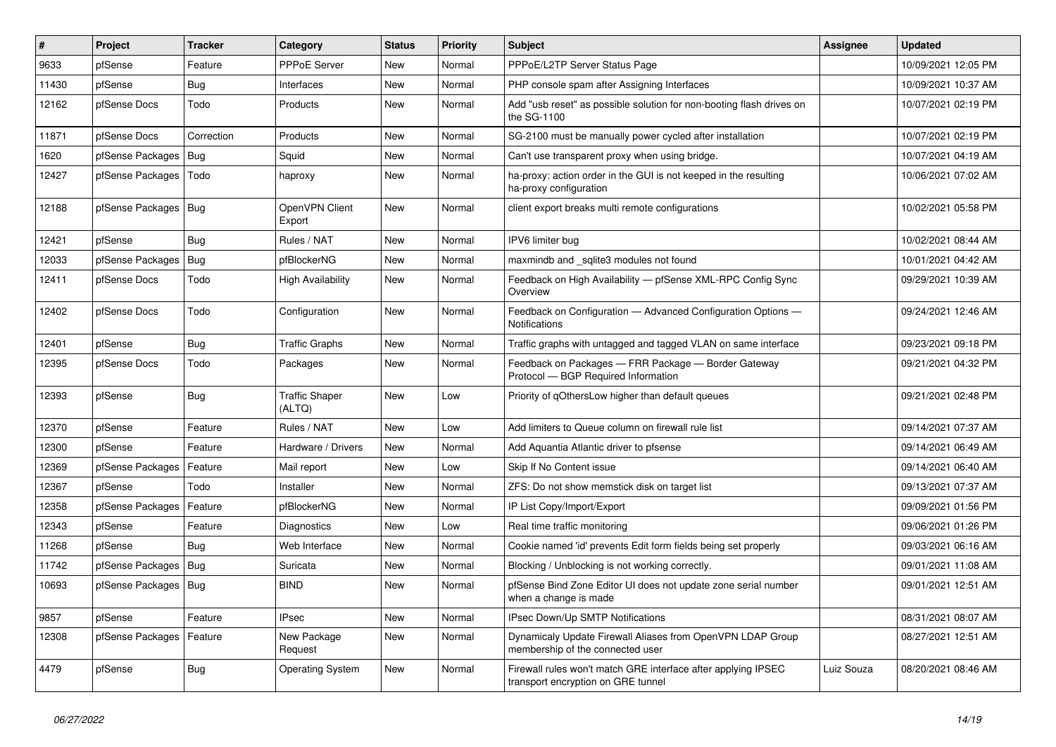| # | Project | Tracker | Category | Status | Priority | Subject | Assignee | Updated |
|---|---|---|---|---|---|---|---|---|
| 9633 | pfSense | Feature | PPPoE Server | New | Normal | PPPoE/L2TP Server Status Page | | 10/09/2021 12:05 PM |
| 11430 | pfSense | Bug | Interfaces | New | Normal | PHP console spam after Assigning Interfaces | | 10/09/2021 10:37 AM |
| 12162 | pfSense Docs | Todo | Products | New | Normal | Add "usb reset" as possible solution for non-booting flash drives on the SG-1100 | | 10/07/2021 02:19 PM |
| 11871 | pfSense Docs | Correction | Products | New | Normal | SG-2100 must be manually power cycled after installation | | 10/07/2021 02:19 PM |
| 1620 | pfSense Packages | Bug | Squid | New | Normal | Can't use transparent proxy when using bridge. | | 10/07/2021 04:19 AM |
| 12427 | pfSense Packages | Todo | haproxy | New | Normal | ha-proxy: action order in the GUI is not keeped in the resulting ha-proxy configuration | | 10/06/2021 07:02 AM |
| 12188 | pfSense Packages | Bug | OpenVPN Client Export | New | Normal | client export breaks multi remote configurations | | 10/02/2021 05:58 PM |
| 12421 | pfSense | Bug | Rules / NAT | New | Normal | IPV6 limiter bug | | 10/02/2021 08:44 AM |
| 12033 | pfSense Packages | Bug | pfBlockerNG | New | Normal | maxmindb and _sqlite3 modules not found | | 10/01/2021 04:42 AM |
| 12411 | pfSense Docs | Todo | High Availability | New | Normal | Feedback on High Availability — pfSense XML-RPC Config Sync Overview | | 09/29/2021 10:39 AM |
| 12402 | pfSense Docs | Todo | Configuration | New | Normal | Feedback on Configuration — Advanced Configuration Options — Notifications | | 09/24/2021 12:46 AM |
| 12401 | pfSense | Bug | Traffic Graphs | New | Normal | Traffic graphs with untagged and tagged VLAN on same interface | | 09/23/2021 09:18 PM |
| 12395 | pfSense Docs | Todo | Packages | New | Normal | Feedback on Packages — FRR Package — Border Gateway Protocol — BGP Required Information | | 09/21/2021 04:32 PM |
| 12393 | pfSense | Bug | Traffic Shaper (ALTQ) | New | Low | Priority of qOthersLow higher than default queues | | 09/21/2021 02:48 PM |
| 12370 | pfSense | Feature | Rules / NAT | New | Low | Add limiters to Queue column on firewall rule list | | 09/14/2021 07:37 AM |
| 12300 | pfSense | Feature | Hardware / Drivers | New | Normal | Add Aquantia Atlantic driver to pfsense | | 09/14/2021 06:49 AM |
| 12369 | pfSense Packages | Feature | Mail report | New | Low | Skip If No Content issue | | 09/14/2021 06:40 AM |
| 12367 | pfSense | Todo | Installer | New | Normal | ZFS: Do not show memstick disk on target list | | 09/13/2021 07:37 AM |
| 12358 | pfSense Packages | Feature | pfBlockerNG | New | Normal | IP List Copy/Import/Export | | 09/09/2021 01:56 PM |
| 12343 | pfSense | Feature | Diagnostics | New | Low | Real time traffic monitoring | | 09/06/2021 01:26 PM |
| 11268 | pfSense | Bug | Web Interface | New | Normal | Cookie named 'id' prevents Edit form fields being set properly | | 09/03/2021 06:16 AM |
| 11742 | pfSense Packages | Bug | Suricata | New | Normal | Blocking / Unblocking is not working correctly. | | 09/01/2021 11:08 AM |
| 10693 | pfSense Packages | Bug | BIND | New | Normal | pfSense Bind Zone Editor UI does not update zone serial number when a change is made | | 09/01/2021 12:51 AM |
| 9857 | pfSense | Feature | IPsec | New | Normal | IPsec Down/Up SMTP Notifications | | 08/31/2021 08:07 AM |
| 12308 | pfSense Packages | Feature | New Package Request | New | Normal | Dynamicaly Update Firewall Aliases from OpenVPN LDAP Group membership of the connected user | | 08/27/2021 12:51 AM |
| 4479 | pfSense | Bug | Operating System | New | Normal | Firewall rules won't match GRE interface after applying IPSEC transport encryption on GRE tunnel | Luiz Souza | 08/20/2021 08:46 AM |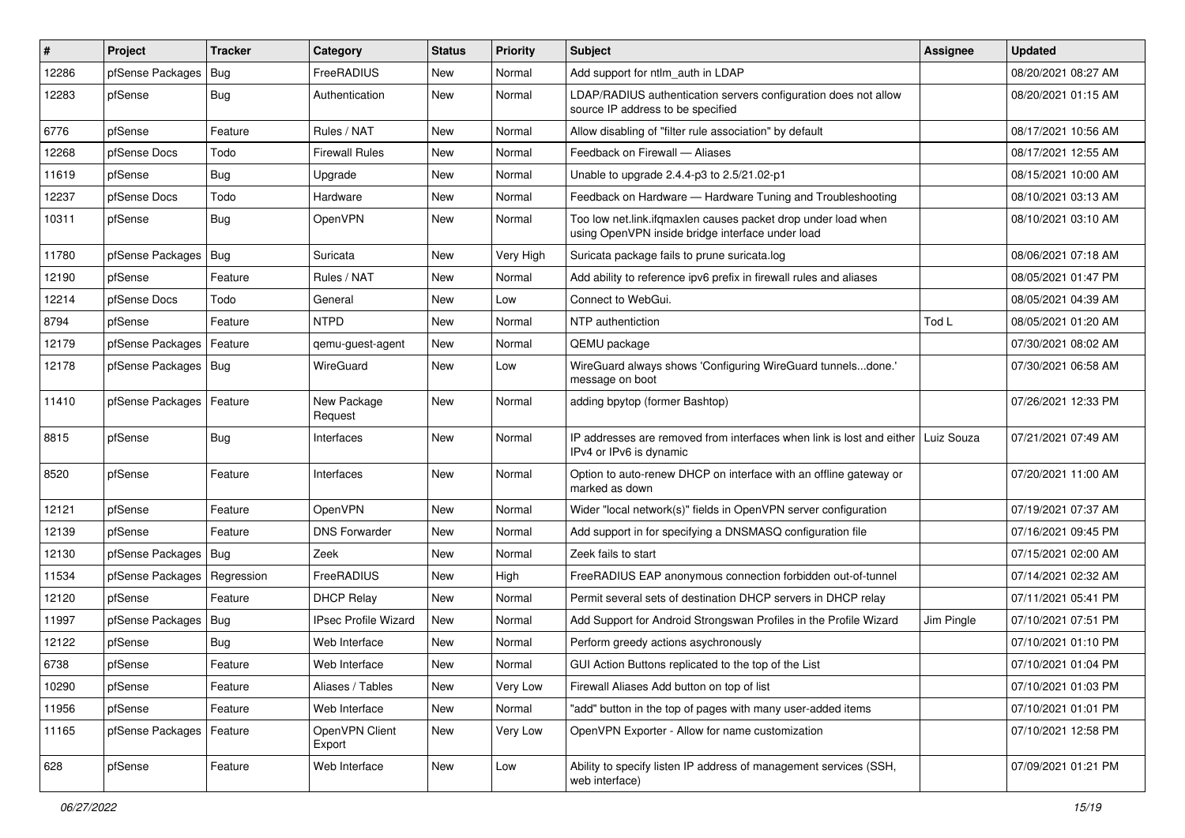| # | Project | Tracker | Category | Status | Priority | Subject | Assignee | Updated |
|---|---|---|---|---|---|---|---|---|
| 12286 | pfSense Packages | Bug | FreeRADIUS | New | Normal | Add support for ntlm_auth in LDAP | | 08/20/2021 08:27 AM |
| 12283 | pfSense | Bug | Authentication | New | Normal | LDAP/RADIUS authentication servers configuration does not allow source IP address to be specified | | 08/20/2021 01:15 AM |
| 6776 | pfSense | Feature | Rules / NAT | New | Normal | Allow disabling of "filter rule association" by default | | 08/17/2021 10:56 AM |
| 12268 | pfSense Docs | Todo | Firewall Rules | New | Normal | Feedback on Firewall — Aliases | | 08/17/2021 12:55 AM |
| 11619 | pfSense | Bug | Upgrade | New | Normal | Unable to upgrade 2.4.4-p3 to 2.5/21.02-p1 | | 08/15/2021 10:00 AM |
| 12237 | pfSense Docs | Todo | Hardware | New | Normal | Feedback on Hardware — Hardware Tuning and Troubleshooting | | 08/10/2021 03:13 AM |
| 10311 | pfSense | Bug | OpenVPN | New | Normal | Too low net.link.ifqmaxlen causes packet drop under load when using OpenVPN inside bridge interface under load | | 08/10/2021 03:10 AM |
| 11780 | pfSense Packages | Bug | Suricata | New | Very High | Suricata package fails to prune suricata.log | | 08/06/2021 07:18 AM |
| 12190 | pfSense | Feature | Rules / NAT | New | Normal | Add ability to reference ipv6 prefix in firewall rules and aliases | | 08/05/2021 01:47 PM |
| 12214 | pfSense Docs | Todo | General | New | Low | Connect to WebGui. | | 08/05/2021 04:39 AM |
| 8794 | pfSense | Feature | NTPD | New | Normal | NTP authentiction | Tod L | 08/05/2021 01:20 AM |
| 12179 | pfSense Packages | Feature | qemu-guest-agent | New | Normal | QEMU package | | 07/30/2021 08:02 AM |
| 12178 | pfSense Packages | Bug | WireGuard | New | Low | WireGuard always shows 'Configuring WireGuard tunnels...done.' message on boot | | 07/30/2021 06:58 AM |
| 11410 | pfSense Packages | Feature | New Package Request | New | Normal | adding bpytop (former Bashtop) | | 07/26/2021 12:33 PM |
| 8815 | pfSense | Bug | Interfaces | New | Normal | IP addresses are removed from interfaces when link is lost and either IPv4 or IPv6 is dynamic | Luiz Souza | 07/21/2021 07:49 AM |
| 8520 | pfSense | Feature | Interfaces | New | Normal | Option to auto-renew DHCP on interface with an offline gateway or marked as down | | 07/20/2021 11:00 AM |
| 12121 | pfSense | Feature | OpenVPN | New | Normal | Wider "local network(s)" fields in OpenVPN server configuration | | 07/19/2021 07:37 AM |
| 12139 | pfSense | Feature | DNS Forwarder | New | Normal | Add support in for specifying a DNSMASQ configuration file | | 07/16/2021 09:45 PM |
| 12130 | pfSense Packages | Bug | Zeek | New | Normal | Zeek fails to start | | 07/15/2021 02:00 AM |
| 11534 | pfSense Packages | Regression | FreeRADIUS | New | High | FreeRADIUS EAP anonymous connection forbidden out-of-tunnel | | 07/14/2021 02:32 AM |
| 12120 | pfSense | Feature | DHCP Relay | New | Normal | Permit several sets of destination DHCP servers in DHCP relay | | 07/11/2021 05:41 PM |
| 11997 | pfSense Packages | Bug | IPsec Profile Wizard | New | Normal | Add Support for Android Strongswan Profiles in the Profile Wizard | Jim Pingle | 07/10/2021 07:51 PM |
| 12122 | pfSense | Bug | Web Interface | New | Normal | Perform greedy actions asychronously | | 07/10/2021 01:10 PM |
| 6738 | pfSense | Feature | Web Interface | New | Normal | GUI Action Buttons replicated to the top of the List | | 07/10/2021 01:04 PM |
| 10290 | pfSense | Feature | Aliases / Tables | New | Very Low | Firewall Aliases Add button on top of list | | 07/10/2021 01:03 PM |
| 11956 | pfSense | Feature | Web Interface | New | Normal | "add" button in the top of pages with many user-added items | | 07/10/2021 01:01 PM |
| 11165 | pfSense Packages | Feature | OpenVPN Client Export | New | Very Low | OpenVPN Exporter - Allow for name customization | | 07/10/2021 12:58 PM |
| 628 | pfSense | Feature | Web Interface | New | Low | Ability to specify listen IP address of management services (SSH, web interface) | | 07/09/2021 01:21 PM |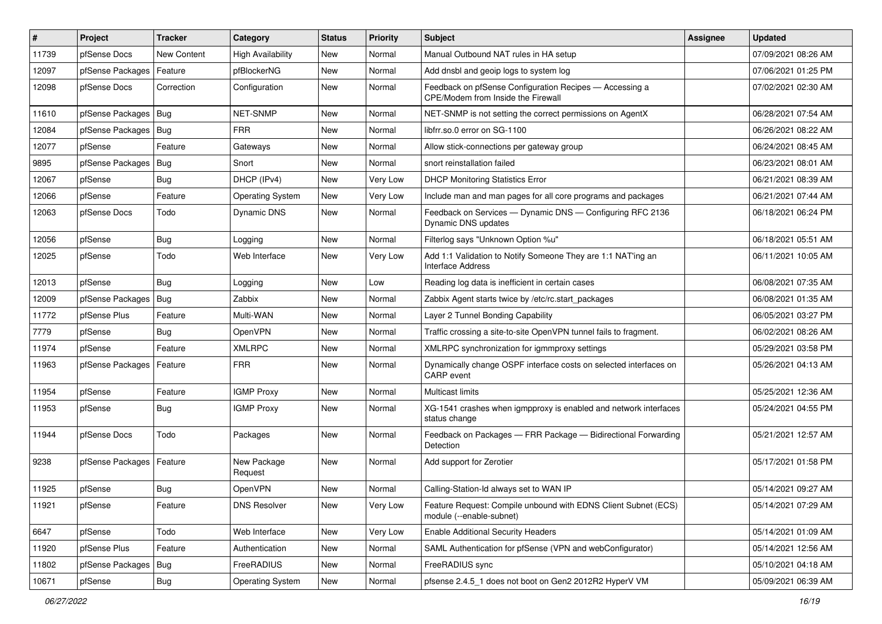| # | Project | Tracker | Category | Status | Priority | Subject | Assignee | Updated |
|---|---|---|---|---|---|---|---|---|
| 11739 | pfSense Docs | New Content | High Availability | New | Normal | Manual Outbound NAT rules in HA setup | | 07/09/2021 08:26 AM |
| 12097 | pfSense Packages | Feature | pfBlockerNG | New | Normal | Add dnsbl and geoip logs to system log | | 07/06/2021 01:25 PM |
| 12098 | pfSense Docs | Correction | Configuration | New | Normal | Feedback on pfSense Configuration Recipes — Accessing a CPE/Modem from Inside the Firewall | | 07/02/2021 02:30 AM |
| 11610 | pfSense Packages | Bug | NET-SNMP | New | Normal | NET-SNMP is not setting the correct permissions on AgentX | | 06/28/2021 07:54 AM |
| 12084 | pfSense Packages | Bug | FRR | New | Normal | libfrr.so.0 error on SG-1100 | | 06/26/2021 08:22 AM |
| 12077 | pfSense | Feature | Gateways | New | Normal | Allow stick-connections per gateway group | | 06/24/2021 08:45 AM |
| 9895 | pfSense Packages | Bug | Snort | New | Normal | snort reinstallation failed | | 06/23/2021 08:01 AM |
| 12067 | pfSense | Bug | DHCP (IPv4) | New | Very Low | DHCP Monitoring Statistics Error | | 06/21/2021 08:39 AM |
| 12066 | pfSense | Feature | Operating System | New | Very Low | Include man and man pages for all core programs and packages | | 06/21/2021 07:44 AM |
| 12063 | pfSense Docs | Todo | Dynamic DNS | New | Normal | Feedback on Services — Dynamic DNS — Configuring RFC 2136 Dynamic DNS updates | | 06/18/2021 06:24 PM |
| 12056 | pfSense | Bug | Logging | New | Normal | Filterlog says "Unknown Option %u" | | 06/18/2021 05:51 AM |
| 12025 | pfSense | Todo | Web Interface | New | Very Low | Add 1:1 Validation to Notify Someone They are 1:1 NAT'ing an Interface Address | | 06/11/2021 10:05 AM |
| 12013 | pfSense | Bug | Logging | New | Low | Reading log data is inefficient in certain cases | | 06/08/2021 07:35 AM |
| 12009 | pfSense Packages | Bug | Zabbix | New | Normal | Zabbix Agent starts twice by /etc/rc.start_packages | | 06/08/2021 01:35 AM |
| 11772 | pfSense Plus | Feature | Multi-WAN | New | Normal | Layer 2 Tunnel Bonding Capability | | 06/05/2021 03:27 PM |
| 7779 | pfSense | Bug | OpenVPN | New | Normal | Traffic crossing a site-to-site OpenVPN tunnel fails to fragment. | | 06/02/2021 08:26 AM |
| 11974 | pfSense | Feature | XMLRPC | New | Normal | XMLRPC synchronization for igmmproxy settings | | 05/29/2021 03:58 PM |
| 11963 | pfSense Packages | Feature | FRR | New | Normal | Dynamically change OSPF interface costs on selected interfaces on CARP event | | 05/26/2021 04:13 AM |
| 11954 | pfSense | Feature | IGMP Proxy | New | Normal | Multicast limits | | 05/25/2021 12:36 AM |
| 11953 | pfSense | Bug | IGMP Proxy | New | Normal | XG-1541 crashes when igmpproxy is enabled and network interfaces status change | | 05/24/2021 04:55 PM |
| 11944 | pfSense Docs | Todo | Packages | New | Normal | Feedback on Packages — FRR Package — Bidirectional Forwarding Detection | | 05/21/2021 12:57 AM |
| 9238 | pfSense Packages | Feature | New Package Request | New | Normal | Add support for Zerotier | | 05/17/2021 01:58 PM |
| 11925 | pfSense | Bug | OpenVPN | New | Normal | Calling-Station-Id always set to WAN IP | | 05/14/2021 09:27 AM |
| 11921 | pfSense | Feature | DNS Resolver | New | Very Low | Feature Request: Compile unbound with EDNS Client Subnet (ECS) module (--enable-subnet) | | 05/14/2021 07:29 AM |
| 6647 | pfSense | Todo | Web Interface | New | Very Low | Enable Additional Security Headers | | 05/14/2021 01:09 AM |
| 11920 | pfSense Plus | Feature | Authentication | New | Normal | SAML Authentication for pfSense (VPN and webConfigurator) | | 05/14/2021 12:56 AM |
| 11802 | pfSense Packages | Bug | FreeRADIUS | New | Normal | FreeRADIUS sync | | 05/10/2021 04:18 AM |
| 10671 | pfSense | Bug | Operating System | New | Normal | pfsense 2.4.5_1 does not boot on Gen2 2012R2 HyperV VM | | 05/09/2021 06:39 AM |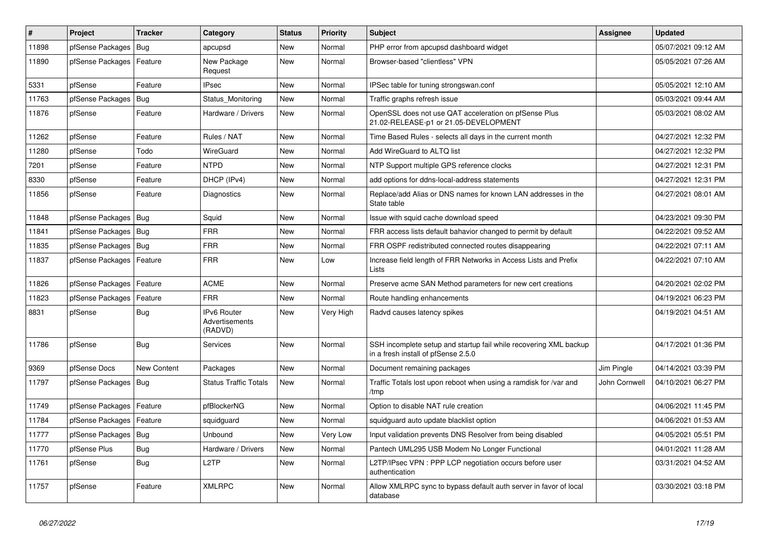| # | Project | Tracker | Category | Status | Priority | Subject | Assignee | Updated |
|---|---|---|---|---|---|---|---|---|
| 11898 | pfSense Packages | Bug | apcupsd | New | Normal | PHP error from apcupsd dashboard widget | | 05/07/2021 09:12 AM |
| 11890 | pfSense Packages | Feature | New Package Request | New | Normal | Browser-based "clientless" VPN | | 05/05/2021 07:26 AM |
| 5331 | pfSense | Feature | IPsec | New | Normal | IPSec table for tuning strongswan.conf | | 05/05/2021 12:10 AM |
| 11763 | pfSense Packages | Bug | Status_Monitoring | New | Normal | Traffic graphs refresh issue | | 05/03/2021 09:44 AM |
| 11876 | pfSense | Feature | Hardware / Drivers | New | Normal | OpenSSL does not use QAT acceleration on pfSense Plus 21.02-RELEASE-p1 or 21.05-DEVELOPMENT | | 05/03/2021 08:02 AM |
| 11262 | pfSense | Feature | Rules / NAT | New | Normal | Time Based Rules - selects all days in the current month | | 04/27/2021 12:32 PM |
| 11280 | pfSense | Todo | WireGuard | New | Normal | Add WireGuard to ALTQ list | | 04/27/2021 12:32 PM |
| 7201 | pfSense | Feature | NTPD | New | Normal | NTP Support multiple GPS reference clocks | | 04/27/2021 12:31 PM |
| 8330 | pfSense | Feature | DHCP (IPv4) | New | Normal | add options for ddns-local-address statements | | 04/27/2021 12:31 PM |
| 11856 | pfSense | Feature | Diagnostics | New | Normal | Replace/add Alias or DNS names for known LAN addresses in the State table | | 04/27/2021 08:01 AM |
| 11848 | pfSense Packages | Bug | Squid | New | Normal | Issue with squid cache download speed | | 04/23/2021 09:30 PM |
| 11841 | pfSense Packages | Bug | FRR | New | Normal | FRR access lists default bahavior changed to permit by default | | 04/22/2021 09:52 AM |
| 11835 | pfSense Packages | Bug | FRR | New | Normal | FRR OSPF redistributed connected routes disappearing | | 04/22/2021 07:11 AM |
| 11837 | pfSense Packages | Feature | FRR | New | Low | Increase field length of FRR Networks in Access Lists and Prefix Lists | | 04/22/2021 07:10 AM |
| 11826 | pfSense Packages | Feature | ACME | New | Normal | Preserve acme SAN Method parameters for new cert creations | | 04/20/2021 02:02 PM |
| 11823 | pfSense Packages | Feature | FRR | New | Normal | Route handling enhancements | | 04/19/2021 06:23 PM |
| 8831 | pfSense | Bug | IPv6 Router Advertisements (RADVD) | New | Very High | Radvd causes latency spikes | | 04/19/2021 04:51 AM |
| 11786 | pfSense | Bug | Services | New | Normal | SSH incomplete setup and startup fail while recovering XML backup in a fresh install of pfSense 2.5.0 | | 04/17/2021 01:36 PM |
| 9369 | pfSense Docs | New Content | Packages | New | Normal | Document remaining packages | Jim Pingle | 04/14/2021 03:39 PM |
| 11797 | pfSense Packages | Bug | Status Traffic Totals | New | Normal | Traffic Totals lost upon reboot when using a ramdisk for /var and /tmp | John Cornwell | 04/10/2021 06:27 PM |
| 11749 | pfSense Packages | Feature | pfBlockerNG | New | Normal | Option to disable NAT rule creation | | 04/06/2021 11:45 PM |
| 11784 | pfSense Packages | Feature | squidguard | New | Normal | squidguard auto update blacklist option | | 04/06/2021 01:53 AM |
| 11777 | pfSense Packages | Bug | Unbound | New | Very Low | Input validation prevents DNS Resolver from being disabled | | 04/05/2021 05:51 PM |
| 11770 | pfSense Plus | Bug | Hardware / Drivers | New | Normal | Pantech UML295 USB Modem No Longer Functional | | 04/01/2021 11:28 AM |
| 11761 | pfSense | Bug | L2TP | New | Normal | L2TP/IPsec VPN : PPP LCP negotiation occurs before user authentication | | 03/31/2021 04:52 AM |
| 11757 | pfSense | Feature | XMLRPC | New | Normal | Allow XMLRPC sync to bypass default auth server in favor of local database | | 03/30/2021 03:18 PM |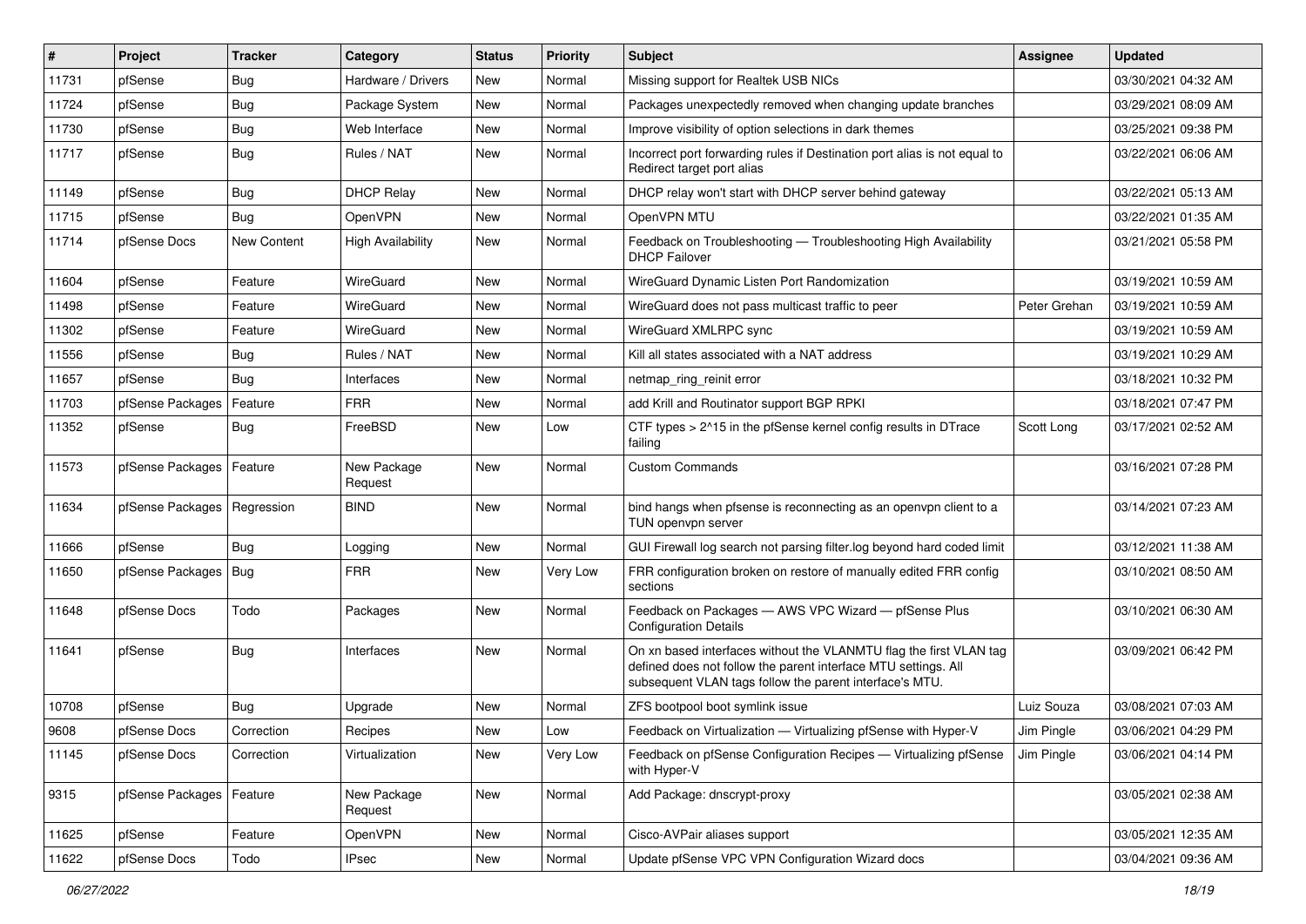| # | Project | Tracker | Category | Status | Priority | Subject | Assignee | Updated |
|---|---|---|---|---|---|---|---|---|
| 11731 | pfSense | Bug | Hardware / Drivers | New | Normal | Missing support for Realtek USB NICs | | 03/30/2021 04:32 AM |
| 11724 | pfSense | Bug | Package System | New | Normal | Packages unexpectedly removed when changing update branches | | 03/29/2021 08:09 AM |
| 11730 | pfSense | Bug | Web Interface | New | Normal | Improve visibility of option selections in dark themes | | 03/25/2021 09:38 PM |
| 11717 | pfSense | Bug | Rules / NAT | New | Normal | Incorrect port forwarding rules if Destination port alias is not equal to Redirect target port alias | | 03/22/2021 06:06 AM |
| 11149 | pfSense | Bug | DHCP Relay | New | Normal | DHCP relay won't start with DHCP server behind gateway | | 03/22/2021 05:13 AM |
| 11715 | pfSense | Bug | OpenVPN | New | Normal | OpenVPN MTU | | 03/22/2021 01:35 AM |
| 11714 | pfSense Docs | New Content | High Availability | New | Normal | Feedback on Troubleshooting — Troubleshooting High Availability DHCP Failover | | 03/21/2021 05:58 PM |
| 11604 | pfSense | Feature | WireGuard | New | Normal | WireGuard Dynamic Listen Port Randomization | | 03/19/2021 10:59 AM |
| 11498 | pfSense | Feature | WireGuard | New | Normal | WireGuard does not pass multicast traffic to peer | Peter Grehan | 03/19/2021 10:59 AM |
| 11302 | pfSense | Feature | WireGuard | New | Normal | WireGuard XMLRPC sync | | 03/19/2021 10:59 AM |
| 11556 | pfSense | Bug | Rules / NAT | New | Normal | Kill all states associated with a NAT address | | 03/19/2021 10:29 AM |
| 11657 | pfSense | Bug | Interfaces | New | Normal | netmap_ring_reinit error | | 03/18/2021 10:32 PM |
| 11703 | pfSense Packages | Feature | FRR | New | Normal | add Krill and Routinator support BGP RPKI | | 03/18/2021 07:47 PM |
| 11352 | pfSense | Bug | FreeBSD | New | Low | CTF types > 2^15 in the pfSense kernel config results in DTrace failing | Scott Long | 03/17/2021 02:52 AM |
| 11573 | pfSense Packages | Feature | New Package Request | New | Normal | Custom Commands | | 03/16/2021 07:28 PM |
| 11634 | pfSense Packages | Regression | BIND | New | Normal | bind hangs when pfsense is reconnecting as an openvpn client to a TUN openvpn server | | 03/14/2021 07:23 AM |
| 11666 | pfSense | Bug | Logging | New | Normal | GUI Firewall log search not parsing filter.log beyond hard coded limit | | 03/12/2021 11:38 AM |
| 11650 | pfSense Packages | Bug | FRR | New | Very Low | FRR configuration broken on restore of manually edited FRR config sections | | 03/10/2021 08:50 AM |
| 11648 | pfSense Docs | Todo | Packages | New | Normal | Feedback on Packages — AWS VPC Wizard — pfSense Plus Configuration Details | | 03/10/2021 06:30 AM |
| 11641 | pfSense | Bug | Interfaces | New | Normal | On xn based interfaces without the VLANMTU flag the first VLAN tag defined does not follow the parent interface MTU settings. All subsequent VLAN tags follow the parent interface's MTU. | | 03/09/2021 06:42 PM |
| 10708 | pfSense | Bug | Upgrade | New | Normal | ZFS bootpool boot symlink issue | Luiz Souza | 03/08/2021 07:03 AM |
| 9608 | pfSense Docs | Correction | Recipes | New | Low | Feedback on Virtualization — Virtualizing pfSense with Hyper-V | Jim Pingle | 03/06/2021 04:29 PM |
| 11145 | pfSense Docs | Correction | Virtualization | New | Very Low | Feedback on pfSense Configuration Recipes — Virtualizing pfSense with Hyper-V | Jim Pingle | 03/06/2021 04:14 PM |
| 9315 | pfSense Packages | Feature | New Package Request | New | Normal | Add Package: dnscrypt-proxy | | 03/05/2021 02:38 AM |
| 11625 | pfSense | Feature | OpenVPN | New | Normal | Cisco-AVPair aliases support | | 03/05/2021 12:35 AM |
| 11622 | pfSense Docs | Todo | IPsec | New | Normal | Update pfSense VPC VPN Configuration Wizard docs | | 03/04/2021 09:36 AM |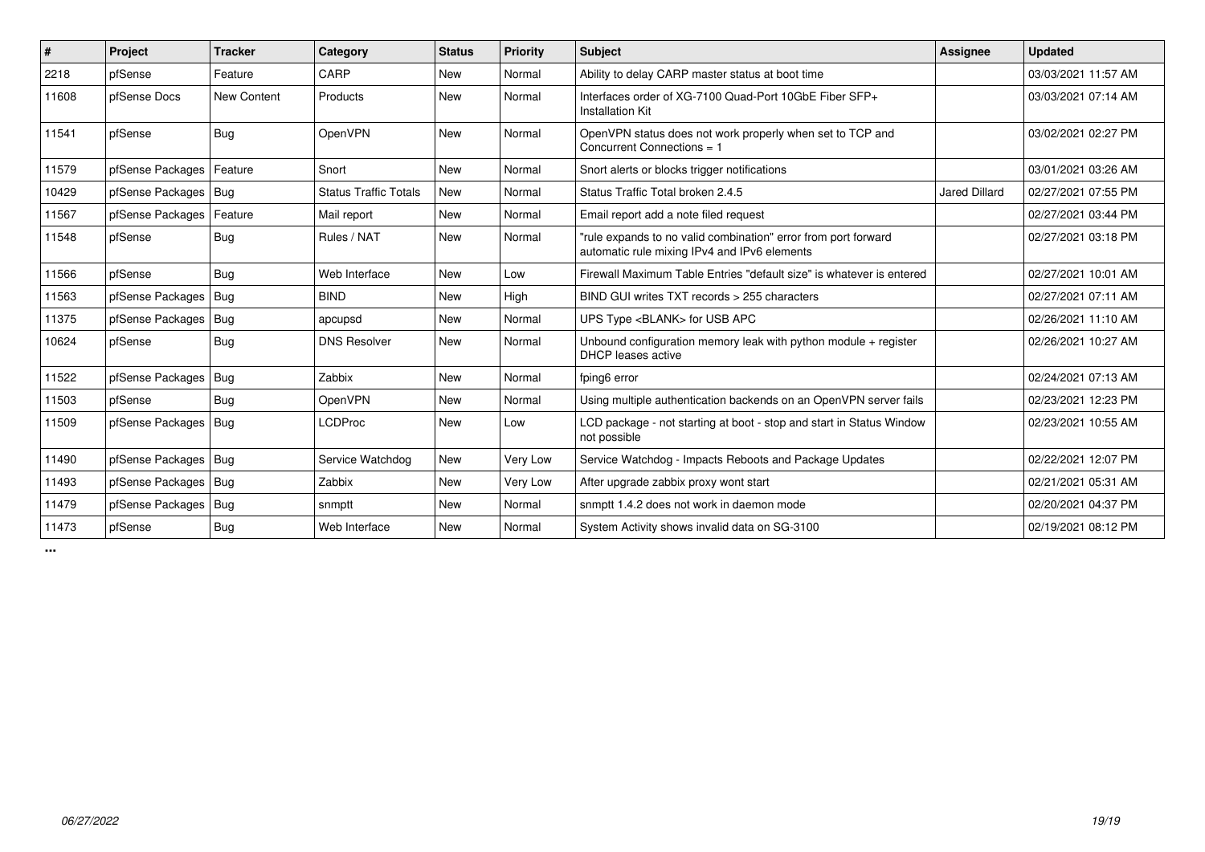| # | Project | Tracker | Category | Status | Priority | Subject | Assignee | Updated |
|---|---|---|---|---|---|---|---|---|
| 2218 | pfSense | Feature | CARP | New | Normal | Ability to delay CARP master status at boot time | | 03/03/2021 11:57 AM |
| 11608 | pfSense Docs | New Content | Products | New | Normal | Interfaces order of XG-7100 Quad-Port 10GbE Fiber SFP+ Installation Kit | | 03/03/2021 07:14 AM |
| 11541 | pfSense | Bug | OpenVPN | New | Normal | OpenVPN status does not work properly when set to TCP and Concurrent Connections = 1 | | 03/02/2021 02:27 PM |
| 11579 | pfSense Packages | Feature | Snort | New | Normal | Snort alerts or blocks trigger notifications | | 03/01/2021 03:26 AM |
| 10429 | pfSense Packages | Bug | Status Traffic Totals | New | Normal | Status Traffic Total broken 2.4.5 | Jared Dillard | 02/27/2021 07:55 PM |
| 11567 | pfSense Packages | Feature | Mail report | New | Normal | Email report add a note filed request | | 02/27/2021 03:44 PM |
| 11548 | pfSense | Bug | Rules / NAT | New | Normal | "rule expands to no valid combination" error from port forward automatic rule mixing IPv4 and IPv6 elements | | 02/27/2021 03:18 PM |
| 11566 | pfSense | Bug | Web Interface | New | Low | Firewall Maximum Table Entries "default size" is whatever is entered | | 02/27/2021 10:01 AM |
| 11563 | pfSense Packages | Bug | BIND | New | High | BIND GUI writes TXT records > 255 characters | | 02/27/2021 07:11 AM |
| 11375 | pfSense Packages | Bug | apcupsd | New | Normal | UPS Type <BLANK> for USB APC | | 02/26/2021 11:10 AM |
| 10624 | pfSense | Bug | DNS Resolver | New | Normal | Unbound configuration memory leak with python module + register DHCP leases active | | 02/26/2021 10:27 AM |
| 11522 | pfSense Packages | Bug | Zabbix | New | Normal | fping6 error | | 02/24/2021 07:13 AM |
| 11503 | pfSense | Bug | OpenVPN | New | Normal | Using multiple authentication backends on an OpenVPN server fails | | 02/23/2021 12:23 PM |
| 11509 | pfSense Packages | Bug | LCDProc | New | Low | LCD package - not starting at boot - stop and start in Status Window not possible | | 02/23/2021 10:55 AM |
| 11490 | pfSense Packages | Bug | Service Watchdog | New | Very Low | Service Watchdog - Impacts Reboots and Package Updates | | 02/22/2021 12:07 PM |
| 11493 | pfSense Packages | Bug | Zabbix | New | Very Low | After upgrade zabbix proxy wont start | | 02/21/2021 05:31 AM |
| 11479 | pfSense Packages | Bug | snmptt | New | Normal | snmptt 1.4.2 does not work in daemon mode | | 02/20/2021 04:37 PM |
| 11473 | pfSense | Bug | Web Interface | New | Normal | System Activity shows invalid data on SG-3100 | | 02/19/2021 08:12 PM |

...